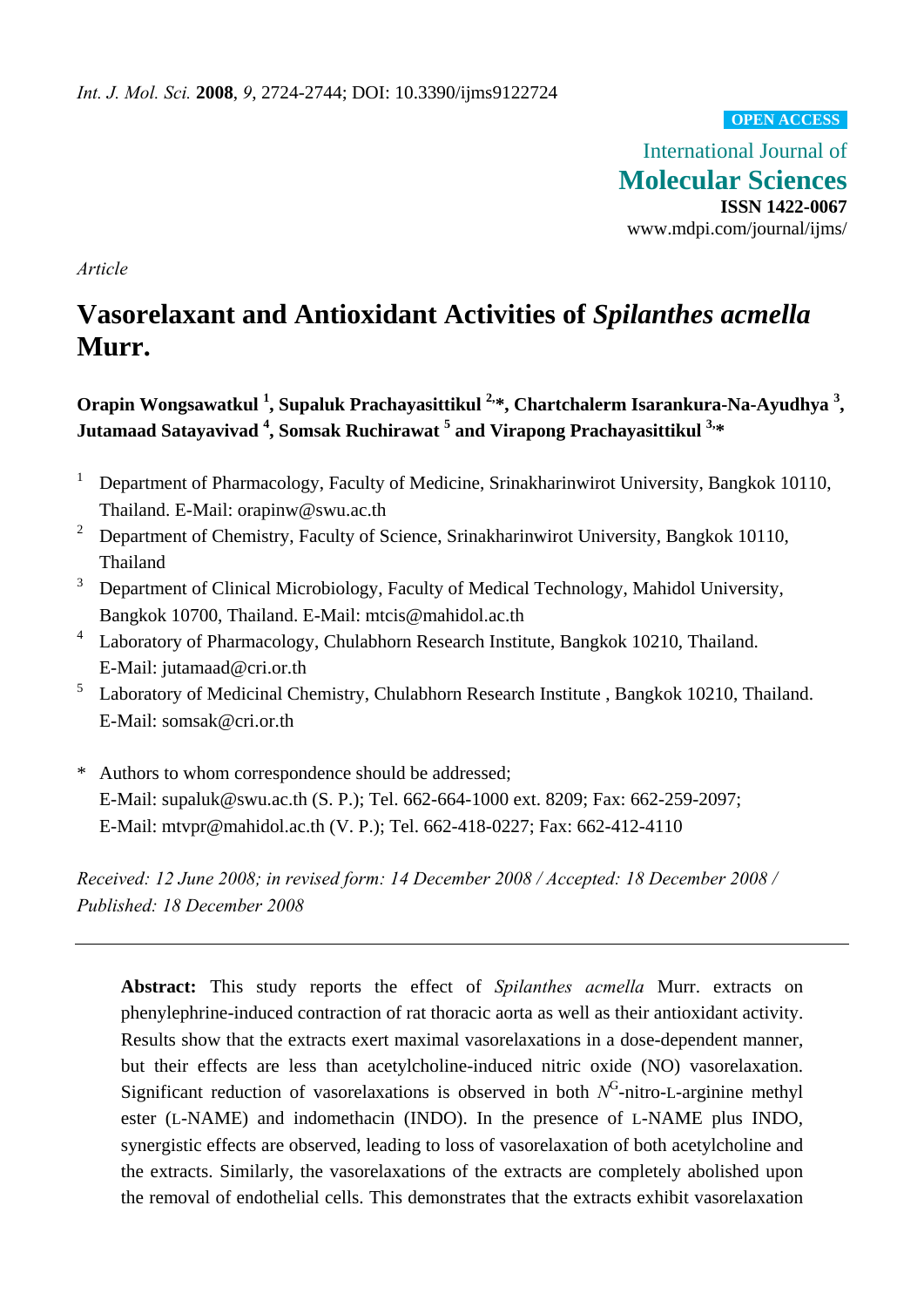*Int. J. Mol. Sci.* **2008**, *9*, 2724-2744; DOI: 10.3390/ijms9122724

**OPEN ACCESS**

International Journal of
**Molecular Sciences**
**ISSN 1422-0067**
www.mdpi.com/journal/ijms/

*Article*

# Vasorelaxant and Antioxidant Activities of *Spilanthes acmella* Murr.

**Orapin Wongsawatkul [1], Supaluk Prachayasittikul [2,*], Chartchalerm Isarankura-Na-Ayudhya [3], Jutamaad Satayavivad [4], Somsak Ruchirawat [5] and Virapong Prachayasittikul [3,*]**

[1] Department of Pharmacology, Faculty of Medicine, Srinakharinwirot University, Bangkok 10110, Thailand. E-Mail: orapinw@swu.ac.th

[2] Department of Chemistry, Faculty of Science, Srinakharinwirot University, Bangkok 10110, Thailand

[3] Department of Clinical Microbiology, Faculty of Medical Technology, Mahidol University, Bangkok 10700, Thailand. E-Mail: mtcis@mahidol.ac.th

[4] Laboratory of Pharmacology, Chulabhorn Research Institute, Bangkok 10210, Thailand. E-Mail: jutamaad@cri.or.th

[5] Laboratory of Medicinal Chemistry, Chulabhorn Research Institute , Bangkok 10210, Thailand. E-Mail: somsak@cri.or.th

\* Authors to whom correspondence should be addressed;
E-Mail: supaluk@swu.ac.th (S. P.); Tel. 662-664-1000 ext. 8209; Fax: 662-259-2097;
E-Mail: mtvpr@mahidol.ac.th (V. P.); Tel. 662-418-0227; Fax: 662-412-4110

*Received: 12 June 2008; in revised form: 14 December 2008 / Accepted: 18 December 2008 / Published: 18 December 2008*

---

**Abstract:** This study reports the effect of *Spilanthes acmella* Murr. extracts on phenylephrine-induced contraction of rat thoracic aorta as well as their antioxidant activity. Results show that the extracts exert maximal vasorelaxations in a dose-dependent manner, but their effects are less than acetylcholine-induced nitric oxide (NO) vasorelaxation. Significant reduction of vasorelaxations is observed in both $N^G$-nitro-L-arginine methyl ester (L-NAME) and indomethacin (INDO). In the presence of L-NAME plus INDO, synergistic effects are observed, leading to loss of vasorelaxation of both acetylcholine and the extracts. Similarly, the vasorelaxations of the extracts are completely abolished upon the removal of endothelial cells. This demonstrates that the extracts exhibit vasorelaxation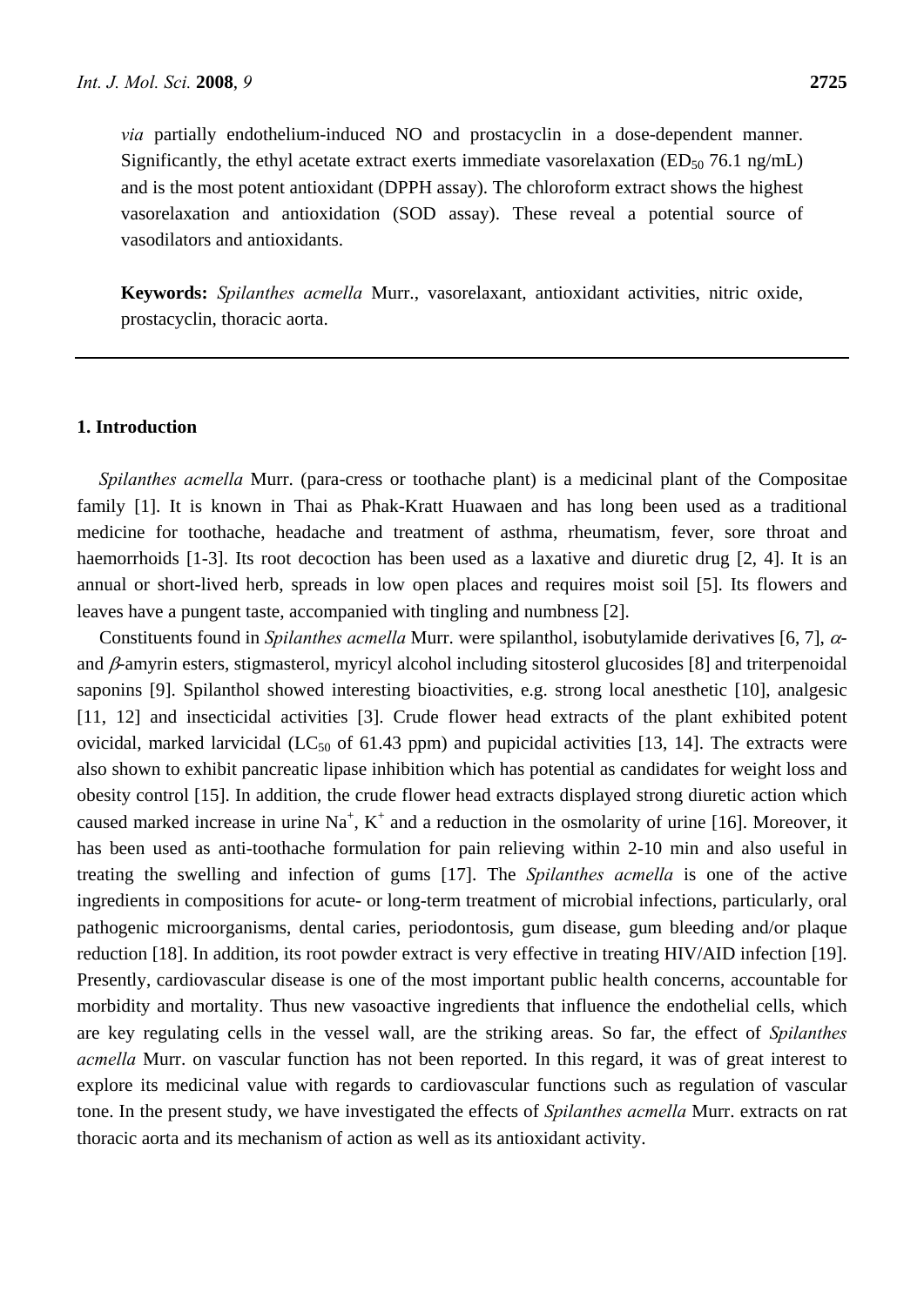*via* partially endothelium-induced NO and prostacyclin in a dose-dependent manner. Significantly, the ethyl acetate extract exerts immediate vasorelaxation ($ED_{50}$ 76.1 ng/mL) and is the most potent antioxidant (DPPH assay). The chloroform extract shows the highest vasorelaxation and antioxidation (SOD assay). These reveal a potential source of vasodilators and antioxidants.

**Keywords:** *Spilanthes acmella* Murr., vasorelaxant, antioxidant activities, nitric oxide, prostacyclin, thoracic aorta.

## 1. Introduction

*Spilanthes acmella* Murr. (para-cress or toothache plant) is a medicinal plant of the Compositae family [1]. It is known in Thai as Phak-Kratt Huawaen and has long been used as a traditional medicine for toothache, headache and treatment of asthma, rheumatism, fever, sore throat and haemorrhoids [1-3]. Its root decoction has been used as a laxative and diuretic drug [2, 4]. It is an annual or short-lived herb, spreads in low open places and requires moist soil [5]. Its flowers and leaves have a pungent taste, accompanied with tingling and numbness [2].

Constituents found in *Spilanthes acmella* Murr. were spilanthol, isobutylamide derivatives [6, 7], $\alpha$- and $\beta$-amyrin esters, stigmasterol, myricyl alcohol including sitosterol glucosides [8] and triterpenoidal saponins [9]. Spilanthol showed interesting bioactivities, e.g. strong local anesthetic [10], analgesic [11, 12] and insecticidal activities [3]. Crude flower head extracts of the plant exhibited potent ovicidal, marked larvicidal ($LC_{50}$ of 61.43 ppm) and pupicidal activities [13, 14]. The extracts were also shown to exhibit pancreatic lipase inhibition which has potential as candidates for weight loss and obesity control [15]. In addition, the crude flower head extracts displayed strong diuretic action which caused marked increase in urine $Na^{+}$, $K^{+}$ and a reduction in the osmolarity of urine [16]. Moreover, it has been used as anti-toothache formulation for pain relieving within 2-10 min and also useful in treating the swelling and infection of gums [17]. The *Spilanthes acmella* is one of the active ingredients in compositions for acute- or long-term treatment of microbial infections, particularly, oral pathogenic microorganisms, dental caries, periodontosis, gum disease, gum bleeding and/or plaque reduction [18]. In addition, its root powder extract is very effective in treating HIV/AID infection [19]. Presently, cardiovascular disease is one of the most important public health concerns, accountable for morbidity and mortality. Thus new vasoactive ingredients that influence the endothelial cells, which are key regulating cells in the vessel wall, are the striking areas. So far, the effect of *Spilanthes acmella* Murr. on vascular function has not been reported. In this regard, it was of great interest to explore its medicinal value with regards to cardiovascular functions such as regulation of vascular tone. In the present study, we have investigated the effects of *Spilanthes acmella* Murr. extracts on rat thoracic aorta and its mechanism of action as well as its antioxidant activity.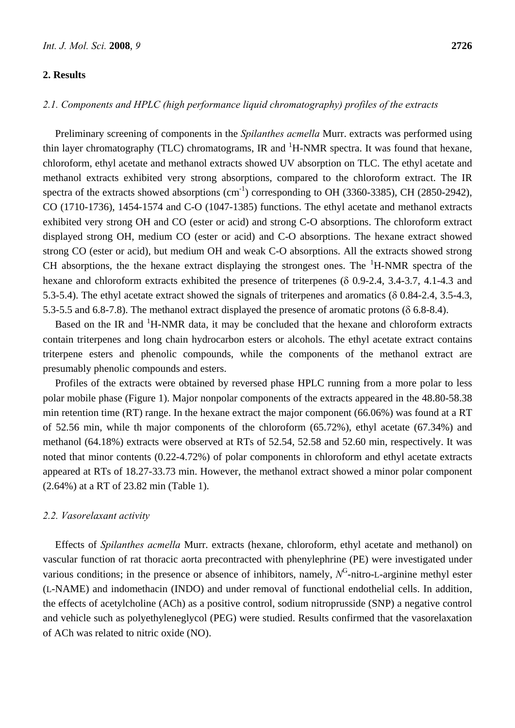## 2. Results

### *2.1. Components and HPLC (high performance liquid chromatography) profiles of the extracts*

Preliminary screening of components in the *Spilanthes acmella* Murr. extracts was performed using thin layer chromatography (TLC) chromatograms, IR and $^{1}$H-NMR spectra. It was found that hexane, chloroform, ethyl acetate and methanol extracts showed UV absorption on TLC. The ethyl acetate and methanol extracts exhibited very strong absorptions, compared to the chloroform extract. The IR spectra of the extracts showed absorptions (cm$^{-1}$) corresponding to OH (3360-3385), CH (2850-2942), CO (1710-1736), 1454-1574 and C-O (1047-1385) functions. The ethyl acetate and methanol extracts exhibited very strong OH and CO (ester or acid) and strong C-O absorptions. The chloroform extract displayed strong OH, medium CO (ester or acid) and C-O absorptions. The hexane extract showed strong CO (ester or acid), but medium OH and weak C-O absorptions. All the extracts showed strong CH absorptions, the the hexane extract displaying the strongest ones. The $^{1}$H-NMR spectra of the hexane and chloroform extracts exhibited the presence of triterpenes ($\delta$ 0.9-2.4, 3.4-3.7, 4.1-4.3 and 5.3-5.4). The ethyl acetate extract showed the signals of triterpenes and aromatics ($\delta$ 0.84-2.4, 3.5-4.3, 5.3-5.5 and 6.8-7.8). The methanol extract displayed the presence of aromatic protons ($\delta$ 6.8-8.4).

Based on the IR and $^{1}$H-NMR data, it may be concluded that the hexane and chloroform extracts contain triterpenes and long chain hydrocarbon esters or alcohols. The ethyl acetate extract contains triterpene esters and phenolic compounds, while the components of the methanol extract are presumably phenolic compounds and esters.

Profiles of the extracts were obtained by reversed phase HPLC running from a more polar to less polar mobile phase (Figure 1). Major nonpolar components of the extracts appeared in the 48.80-58.38 min retention time (RT) range. In the hexane extract the major component (66.06%) was found at a RT of 52.56 min, while th major components of the chloroform (65.72%), ethyl acetate (67.34%) and methanol (64.18%) extracts were observed at RTs of 52.54, 52.58 and 52.60 min, respectively. It was noted that minor contents (0.22-4.72%) of polar components in chloroform and ethyl acetate extracts appeared at RTs of 18.27-33.73 min. However, the methanol extract showed a minor polar component (2.64%) at a RT of 23.82 min (Table 1).

### *2.2. Vasorelaxant activity*

Effects of *Spilanthes acmella* Murr. extracts (hexane, chloroform, ethyl acetate and methanol) on vascular function of rat thoracic aorta precontracted with phenylephrine (PE) were investigated under various conditions; in the presence or absence of inhibitors, namely, $N^{G}$-nitro-L-arginine methyl ester (L-NAME) and indomethacin (INDO) and under removal of functional endothelial cells. In addition, the effects of acetylcholine (ACh) as a positive control, sodium nitroprusside (SNP) a negative control and vehicle such as polyethyleneglycol (PEG) were studied. Results confirmed that the vasorelaxation of ACh was related to nitric oxide (NO).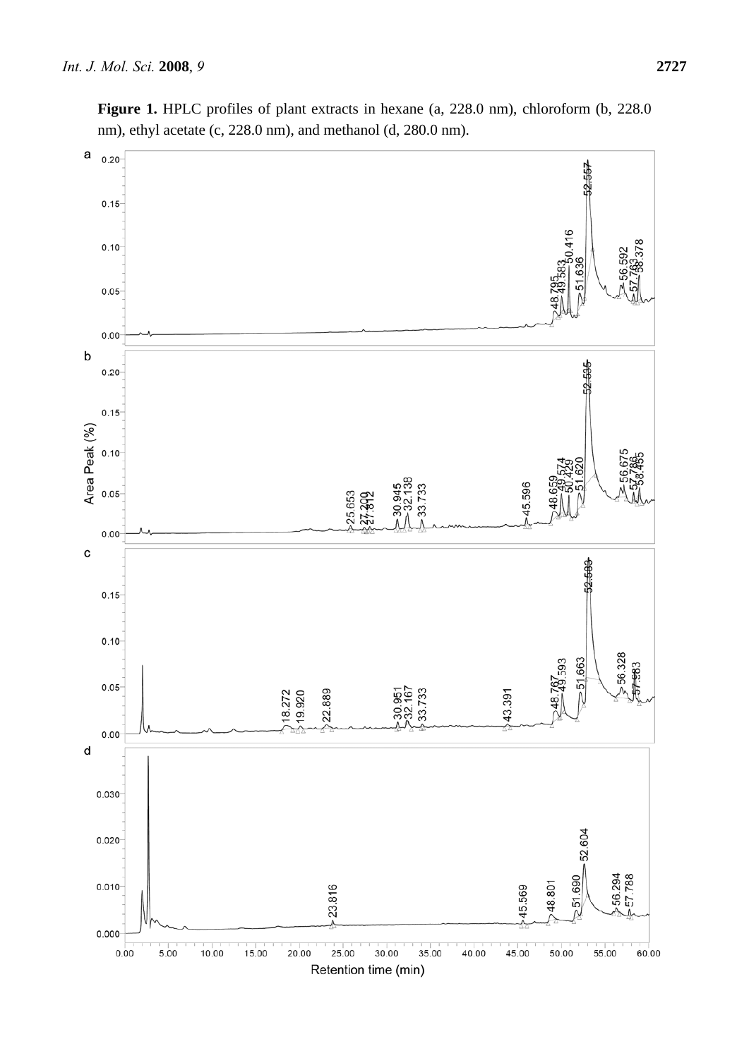**Figure 1.** HPLC profiles of plant extracts in hexane (a, 228.0 nm), chloroform (b, 228.0 nm), ethyl acetate (c, 228.0 nm), and methanol (d, 280.0 nm).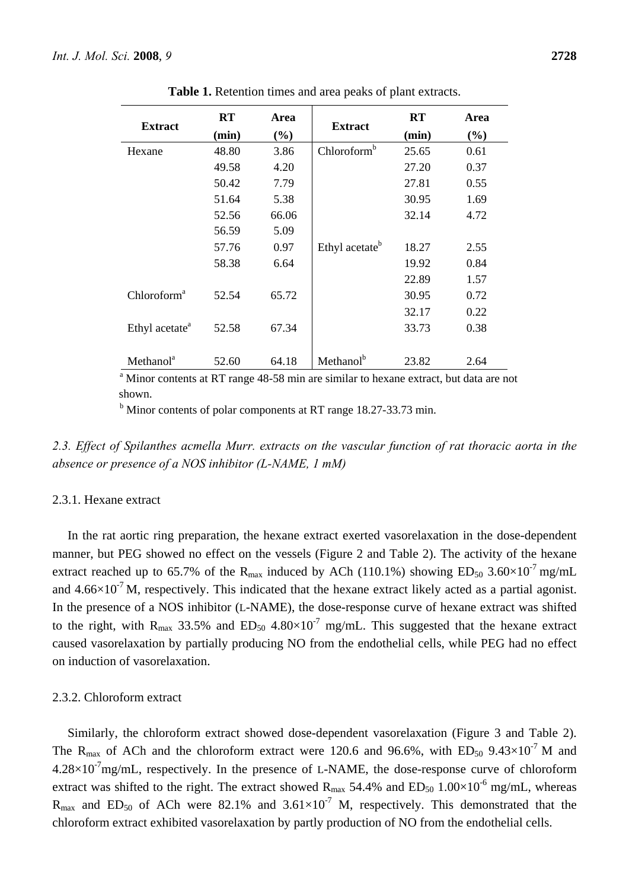**Table 1.** Retention times and area peaks of plant extracts.

| Extract | RT (min) | Area (%) | Extract | RT (min) | Area (%) |
|---|---|---|---|---|---|
| Hexane | 48.80 | 3.86 | Chloroform[b] | 25.65 | 0.61 |
| | 49.58 | 4.20 | | 27.20 | 0.37 |
| | 50.42 | 7.79 | | 27.81 | 0.55 |
| | 51.64 | 5.38 | | 30.95 | 1.69 |
| | 52.56 | 66.06 | | 32.14 | 4.72 |
| | 56.59 | 5.09 | | | |
| | 57.76 | 0.97 | Ethyl acetate[b] | 18.27 | 2.55 |
| | 58.38 | 6.64 | | 19.92 | 0.84 |
| | | | | 22.89 | 1.57 |
| Chloroform[a] | 52.54 | 65.72 | | 30.95 | 0.72 |
| | | | | 32.17 | 0.22 |
| Ethyl acetate[a] | 52.58 | 67.34 | | 33.73 | 0.38 |
| Methanol[a] | 52.60 | 64.18 | Methanol[b] | 23.82 | 2.64 |

[a] Minor contents at RT range 48-58 min are similar to hexane extract, but data are not shown.

[b] Minor contents of polar components at RT range 18.27-33.73 min.

### *2.3. Effect of Spilanthes acmella Murr. extracts on the vascular function of rat thoracic aorta in the absence or presence of a NOS inhibitor (L-NAME, 1 mM)*

#### 2.3.1. Hexane extract

In the rat aortic ring preparation, the hexane extract exerted vasorelaxation in the dose-dependent manner, but PEG showed no effect on the vessels (Figure 2 and Table 2). The activity of the hexane extract reached up to 65.7% of the $R_{max}$ induced by ACh (110.1%) showing $ED_{50}$ $3.60\times10^{-7}$ mg/mL and $4.66\times10^{-7}$ M, respectively. This indicated that the hexane extract likely acted as a partial agonist. In the presence of a NOS inhibitor (L-NAME), the dose-response curve of hexane extract was shifted to the right, with $R_{max}$ 33.5% and $ED_{50}$ $4.80\times10^{-7}$ mg/mL. This suggested that the hexane extract caused vasorelaxation by partially producing NO from the endothelial cells, while PEG had no effect on induction of vasorelaxation.

#### 2.3.2. Chloroform extract

Similarly, the chloroform extract showed dose-dependent vasorelaxation (Figure 3 and Table 2). The $R_{max}$ of ACh and the chloroform extract were 120.6 and 96.6%, with $ED_{50}$ $9.43\times10^{-7}$ M and $4.28\times10^{-7}$mg/mL, respectively. In the presence of L-NAME, the dose-response curve of chloroform extract was shifted to the right. The extract showed $R_{max}$ 54.4% and $ED_{50}$ $1.00\times10^{-6}$ mg/mL, whereas $R_{max}$ and $ED_{50}$ of ACh were 82.1% and $3.61\times10^{-7}$ M, respectively. This demonstrated that the chloroform extract exhibited vasorelaxation by partly production of NO from the endothelial cells.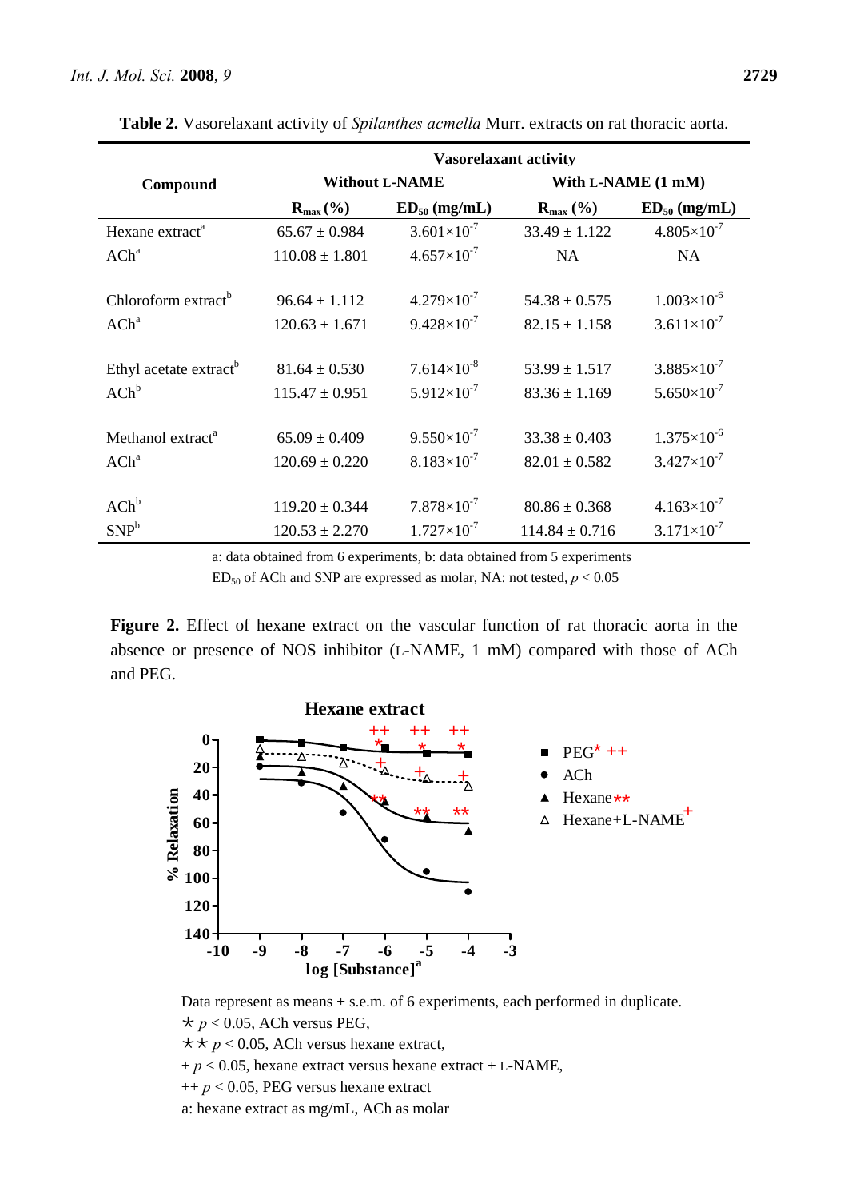**Table 2.** Vasorelaxant activity of *Spilanthes acmella* Murr. extracts on rat thoracic aorta.

| Compound | Vasorelaxant activity | | | |
|---|---|---|---|---|
| | Without L-NAME | | With L-NAME (1 mM) | |
| | $R_{max}$ (%) | $ED_{50}$ (mg/mL) | $R_{max}$ (%) | $ED_{50}$ (mg/mL) |
| Hexane extract[a] | 65.67 ± 0.984 | $3.601{\times}10^{-7}$ | 33.49 ± 1.122 | $4.805{\times}10^{-7}$ |
| ACh[a] | 110.08 ± 1.801 | $4.657{\times}10^{-7}$ | NA | NA |
| Chloroform extract[b] | 96.64 ± 1.112 | $4.279{\times}10^{-7}$ | 54.38 ± 0.575 | $1.003{\times}10^{-6}$ |
| ACh[a] | 120.63 ± 1.671 | $9.428{\times}10^{-7}$ | 82.15 ± 1.158 | $3.611{\times}10^{-7}$ |
| Ethyl acetate extract[b] | 81.64 ± 0.530 | $7.614{\times}10^{-8}$ | 53.99 ± 1.517 | $3.885{\times}10^{-7}$ |
| ACh[b] | 115.47 ± 0.951 | $5.912{\times}10^{-7}$ | 83.36 ± 1.169 | $5.650{\times}10^{-7}$ |
| Methanol extract[a] | 65.09 ± 0.409 | $9.550{\times}10^{-7}$ | 33.38 ± 0.403 | $1.375{\times}10^{-6}$ |
| ACh[a] | 120.69 ± 0.220 | $8.183{\times}10^{-7}$ | 82.01 ± 0.582 | $3.427{\times}10^{-7}$ |
| ACh[b] | 119.20 ± 0.344 | $7.878{\times}10^{-7}$ | 80.86 ± 0.368 | $4.163{\times}10^{-7}$ |
| SNP[b] | 120.53 ± 2.270 | $1.727{\times}10^{-7}$ | 114.84 ± 0.716 | $3.171{\times}10^{-7}$ |

a: data obtained from 6 experiments, b: data obtained from 5 experiments

$ED_{50}$ of ACh and SNP are expressed as molar, NA: not tested, $p < 0.05$

**Figure 2.** Effect of hexane extract on the vascular function of rat thoracic aorta in the absence or presence of NOS inhibitor (L-NAME, 1 mM) compared with those of ACh and PEG.

Data represent as means ± s.e.m. of 6 experiments, each performed in duplicate.

* $p < 0.05$, ACh versus PEG,

** $p < 0.05$, ACh versus hexane extract,

+ $p < 0.05$, hexane extract versus hexane extract + L-NAME,

++ $p < 0.05$, PEG versus hexane extract

a: hexane extract as mg/mL, ACh as molar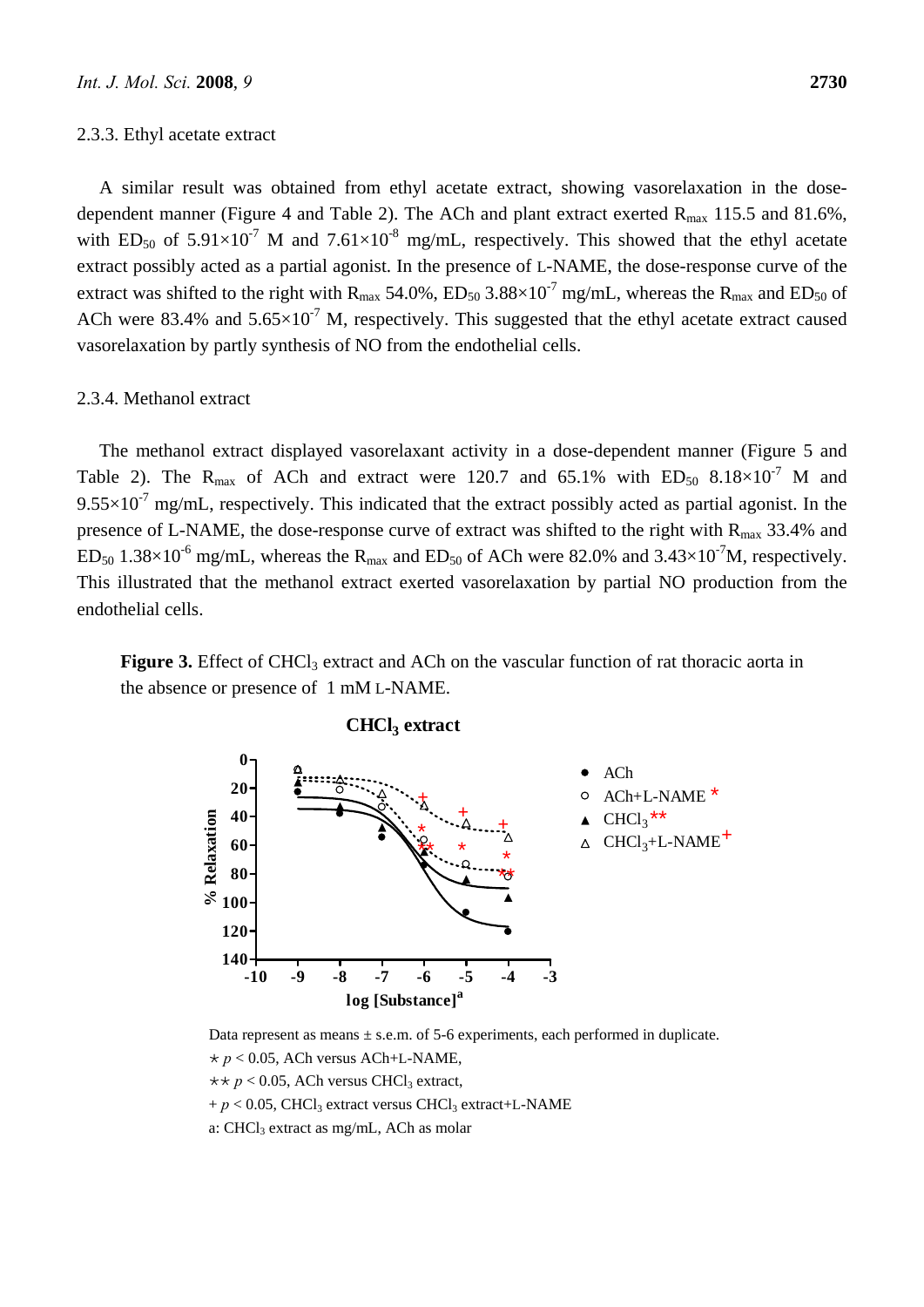### 2.3.3. Ethyl acetate extract

A similar result was obtained from ethyl acetate extract, showing vasorelaxation in the dose-dependent manner (Figure 4 and Table 2). The ACh and plant extract exerted $R_{max}$ 115.5 and 81.6%, with $ED_{50}$ of $5.91 \times 10^{-7}$ M and $7.61 \times 10^{-8}$ mg/mL, respectively. This showed that the ethyl acetate extract possibly acted as a partial agonist. In the presence of L-NAME, the dose-response curve of the extract was shifted to the right with $R_{max}$ 54.0%, $ED_{50}$ $3.88 \times 10^{-7}$ mg/mL, whereas the $R_{max}$ and $ED_{50}$ of ACh were 83.4% and $5.65 \times 10^{-7}$ M, respectively. This suggested that the ethyl acetate extract caused vasorelaxation by partly synthesis of NO from the endothelial cells.

### 2.3.4. Methanol extract

The methanol extract displayed vasorelaxant activity in a dose-dependent manner (Figure 5 and Table 2). The $R_{max}$ of ACh and extract were 120.7 and 65.1% with $ED_{50}$ $8.18 \times 10^{-7}$ M and $9.55 \times 10^{-7}$ mg/mL, respectively. This indicated that the extract possibly acted as partial agonist. In the presence of L-NAME, the dose-response curve of extract was shifted to the right with $R_{max}$ 33.4% and $ED_{50}$ $1.38 \times 10^{-6}$ mg/mL, whereas the $R_{max}$ and $ED_{50}$ of ACh were 82.0% and $3.43 \times 10^{-7}$M, respectively. This illustrated that the methanol extract exerted vasorelaxation by partial NO production from the endothelial cells.

**Figure 3.** Effect of $CHCl_3$ extract and ACh on the vascular function of rat thoracic aorta in the absence or presence of 1 mM L-NAME.

Data represent as means ± s.e.m. of 5-6 experiments, each performed in duplicate.

⋆ $p < 0.05$, ACh versus ACh+L-NAME,

⋆⋆ $p < 0.05$, ACh versus $CHCl_3$ extract,

+ $p < 0.05$, $CHCl_3$ extract versus $CHCl_3$ extract+L-NAME

a: $CHCl_3$ extract as mg/mL, ACh as molar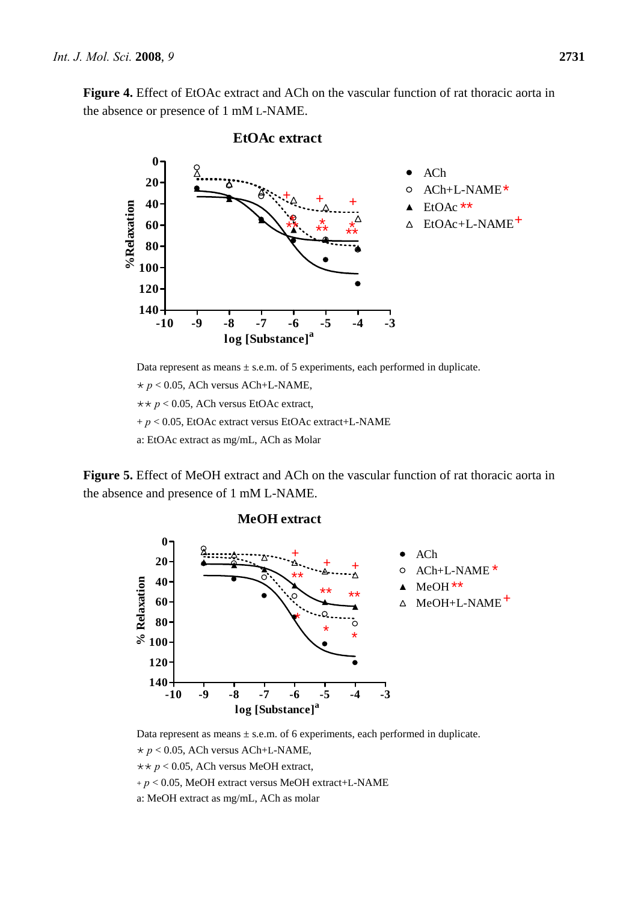**Figure 4.** Effect of EtOAc extract and ACh on the vascular function of rat thoracic aorta in the absence or presence of 1 mM L-NAME.

Data represent as means ± s.e.m. of 5 experiments, each performed in duplicate.

⋆ $p < 0.05$, ACh versus ACh+L-NAME,

⋆⋆ $p < 0.05$, ACh versus EtOAc extract,

+ $p < 0.05$, EtOAc extract versus EtOAc extract+L-NAME

a: EtOAc extract as mg/mL, ACh as Molar

**Figure 5.** Effect of MeOH extract and ACh on the vascular function of rat thoracic aorta in the absence and presence of 1 mM L-NAME.

Data represent as means ± s.e.m. of 6 experiments, each performed in duplicate.

⋆ $p < 0.05$, ACh versus ACh+L-NAME,

⋆⋆ $p < 0.05$, ACh versus MeOH extract,

+ $p < 0.05$, MeOH extract versus MeOH extract+L-NAME

a: MeOH extract as mg/mL, ACh as molar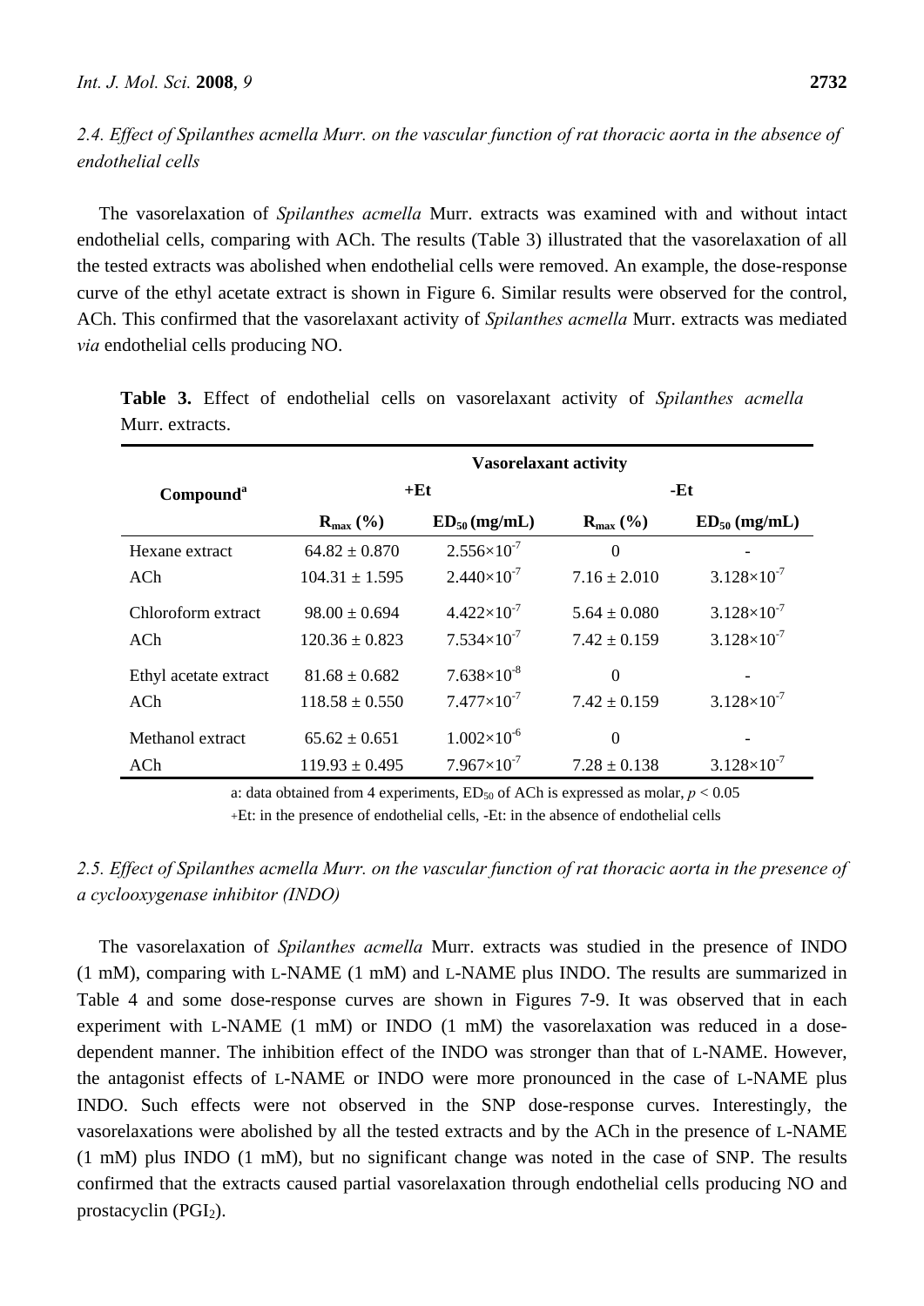### *2.4. Effect of Spilanthes acmella Murr. on the vascular function of rat thoracic aorta in the absence of endothelial cells*

The vasorelaxation of *Spilanthes acmella* Murr. extracts was examined with and without intact endothelial cells, comparing with ACh. The results (Table 3) illustrated that the vasorelaxation of all the tested extracts was abolished when endothelial cells were removed. An example, the dose-response curve of the ethyl acetate extract is shown in Figure 6. Similar results were observed for the control, ACh. This confirmed that the vasorelaxant activity of *Spilanthes acmella* Murr. extracts was mediated *via* endothelial cells producing NO.

**Table 3.** Effect of endothelial cells on vasorelaxant activity of *Spilanthes acmella* Murr. extracts.

| Compound[a] | Vasorelaxant activity | | | |
|---|---|---|---|---|
| | +Et | | -Et | |
| | $R_{max}$ (%) | $ED_{50}$ (mg/mL) | $R_{max}$ (%) | $ED_{50}$ (mg/mL) |
| Hexane extract | $64.82 \pm 0.870$ | $2.556\times10^{-7}$ | 0 | - |
| ACh | $104.31 \pm 1.595$ | $2.440\times10^{-7}$ | $7.16 \pm 2.010$ | $3.128\times10^{-7}$ |
| Chloroform extract | $98.00 \pm 0.694$ | $4.422\times10^{-7}$ | $5.64 \pm 0.080$ | $3.128\times10^{-7}$ |
| ACh | $120.36 \pm 0.823$ | $7.534\times10^{-7}$ | $7.42 \pm 0.159$ | $3.128\times10^{-7}$ |
| Ethyl acetate extract | $81.68 \pm 0.682$ | $7.638\times10^{-8}$ | 0 | - |
| ACh | $118.58 \pm 0.550$ | $7.477\times10^{-7}$ | $7.42 \pm 0.159$ | $3.128\times10^{-7}$ |
| Methanol extract | $65.62 \pm 0.651$ | $1.002\times10^{-6}$ | 0 | - |
| ACh | $119.93 \pm 0.495$ | $7.967\times10^{-7}$ | $7.28 \pm 0.138$ | $3.128\times10^{-7}$ |

a: data obtained from 4 experiments, $ED_{50}$ of ACh is expressed as molar, $p < 0.05$

+Et: in the presence of endothelial cells, -Et: in the absence of endothelial cells

### *2.5. Effect of Spilanthes acmella Murr. on the vascular function of rat thoracic aorta in the presence of a cyclooxygenase inhibitor (INDO)*

The vasorelaxation of *Spilanthes acmella* Murr. extracts was studied in the presence of INDO (1 mM), comparing with L-NAME (1 mM) and L-NAME plus INDO. The results are summarized in Table 4 and some dose-response curves are shown in Figures 7-9. It was observed that in each experiment with L-NAME (1 mM) or INDO (1 mM) the vasorelaxation was reduced in a dose-dependent manner. The inhibition effect of the INDO was stronger than that of L-NAME. However, the antagonist effects of L-NAME or INDO were more pronounced in the case of L-NAME plus INDO. Such effects were not observed in the SNP dose-response curves. Interestingly, the vasorelaxations were abolished by all the tested extracts and by the ACh in the presence of L-NAME (1 mM) plus INDO (1 mM), but no significant change was noted in the case of SNP. The results confirmed that the extracts caused partial vasorelaxation through endothelial cells producing NO and prostacyclin ($PGI_2$).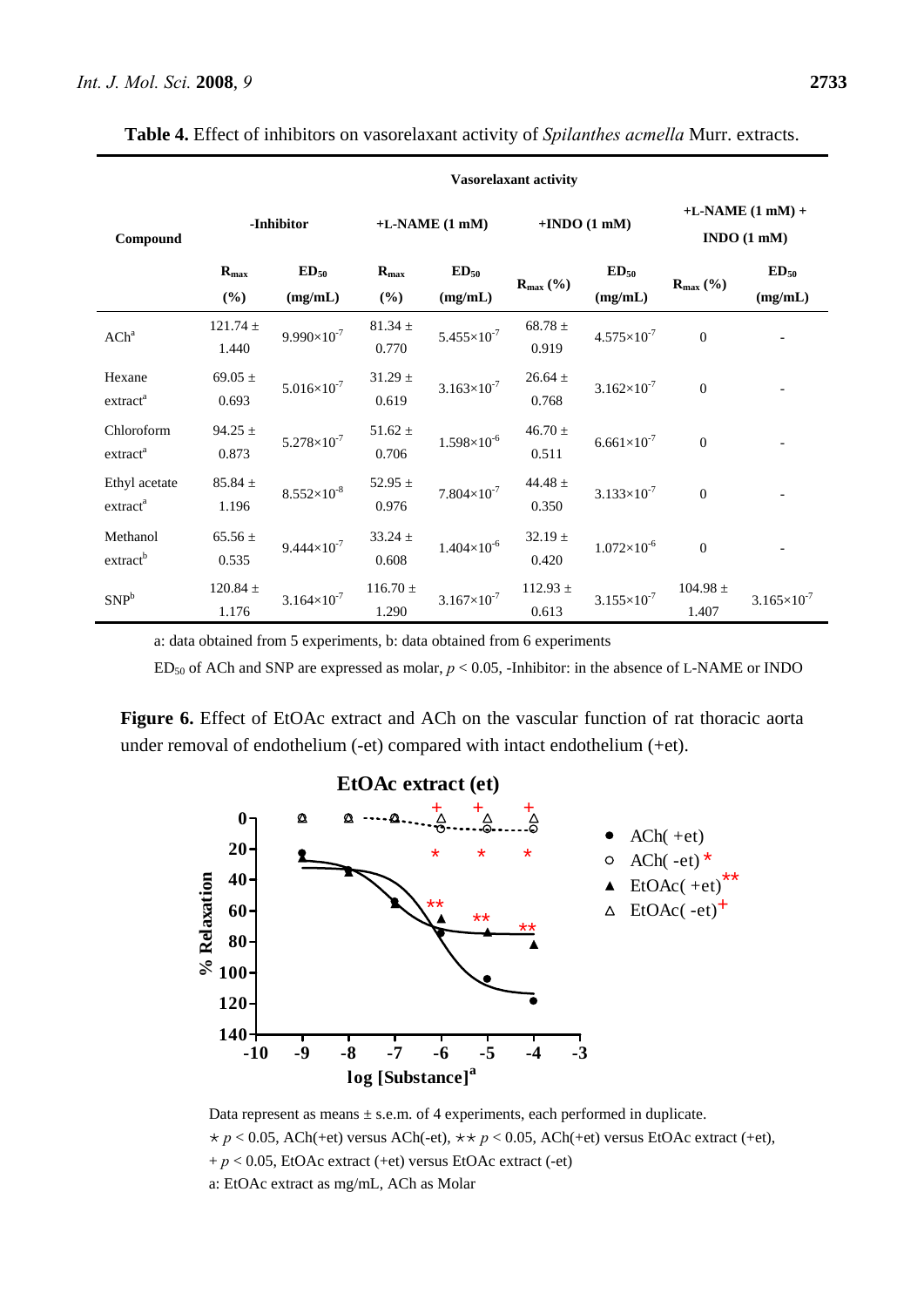**Table 4.** Effect of inhibitors on vasorelaxant activity of *Spilanthes acmella* Murr. extracts.

| Compound | Vasorelaxant activity | | | | | | | |
|---|---|---|---|---|---|---|---|---|
| | -Inhibitor | | +L-NAME (1 mM) | | +INDO (1 mM) | | +L-NAME (1 mM) + INDO (1 mM) | |
| | $R_{max}$ (%) | $ED_{50}$ (mg/mL) | $R_{max}$ (%) | $ED_{50}$ (mg/mL) | $R_{max}$ (%) | $ED_{50}$ (mg/mL) | $R_{max}$ (%) | $ED_{50}$ (mg/mL) |
| ACh[a] | 121.74 ± 1.440 | $9.990\times10^{-7}$ | 81.34 ± 0.770 | $5.455\times10^{-7}$ | 68.78 ± 0.919 | $4.575\times10^{-7}$ | 0 | - |
| Hexane extract[a] | 69.05 ± 0.693 | $5.016\times10^{-7}$ | 31.29 ± 0.619 | $3.163\times10^{-7}$ | 26.64 ± 0.768 | $3.162\times10^{-7}$ | 0 | - |
| Chloroform extract[a] | 94.25 ± 0.873 | $5.278\times10^{-7}$ | 51.62 ± 0.706 | $1.598\times10^{-6}$ | 46.70 ± 0.511 | $6.661\times10^{-7}$ | 0 | - |
| Ethyl acetate extract[a] | 85.84 ± 1.196 | $8.552\times10^{-8}$ | 52.95 ± 0.976 | $7.804\times10^{-7}$ | 44.48 ± 0.350 | $3.133\times10^{-7}$ | 0 | - |
| Methanol extract[b] | 65.56 ± 0.535 | $9.444\times10^{-7}$ | 33.24 ± 0.608 | $1.404\times10^{-6}$ | 32.19 ± 0.420 | $1.072\times10^{-6}$ | 0 | - |
| SNP[b] | 120.84 ± 1.176 | $3.164\times10^{-7}$ | 116.70 ± 1.290 | $3.167\times10^{-7}$ | 112.93 ± 0.613 | $3.155\times10^{-7}$ | 104.98 ± 1.407 | $3.165\times10^{-7}$ |

a: data obtained from 5 experiments, b: data obtained from 6 experiments

$ED_{50}$ of ACh and SNP are expressed as molar, $p < 0.05$, -Inhibitor: in the absence of L-NAME or INDO

**Figure 6.** Effect of EtOAc extract and ACh on the vascular function of rat thoracic aorta under removal of endothelium (-et) compared with intact endothelium (+et).

Data represent as means ± s.e.m. of 4 experiments, each performed in duplicate.
⋆ $p < 0.05$, ACh(+et) versus ACh(-et), ⋆⋆ $p < 0.05$, ACh(+et) versus EtOAc extract (+et),
+ $p < 0.05$, EtOAc extract (+et) versus EtOAc extract (-et)
a: EtOAc extract as mg/mL, ACh as Molar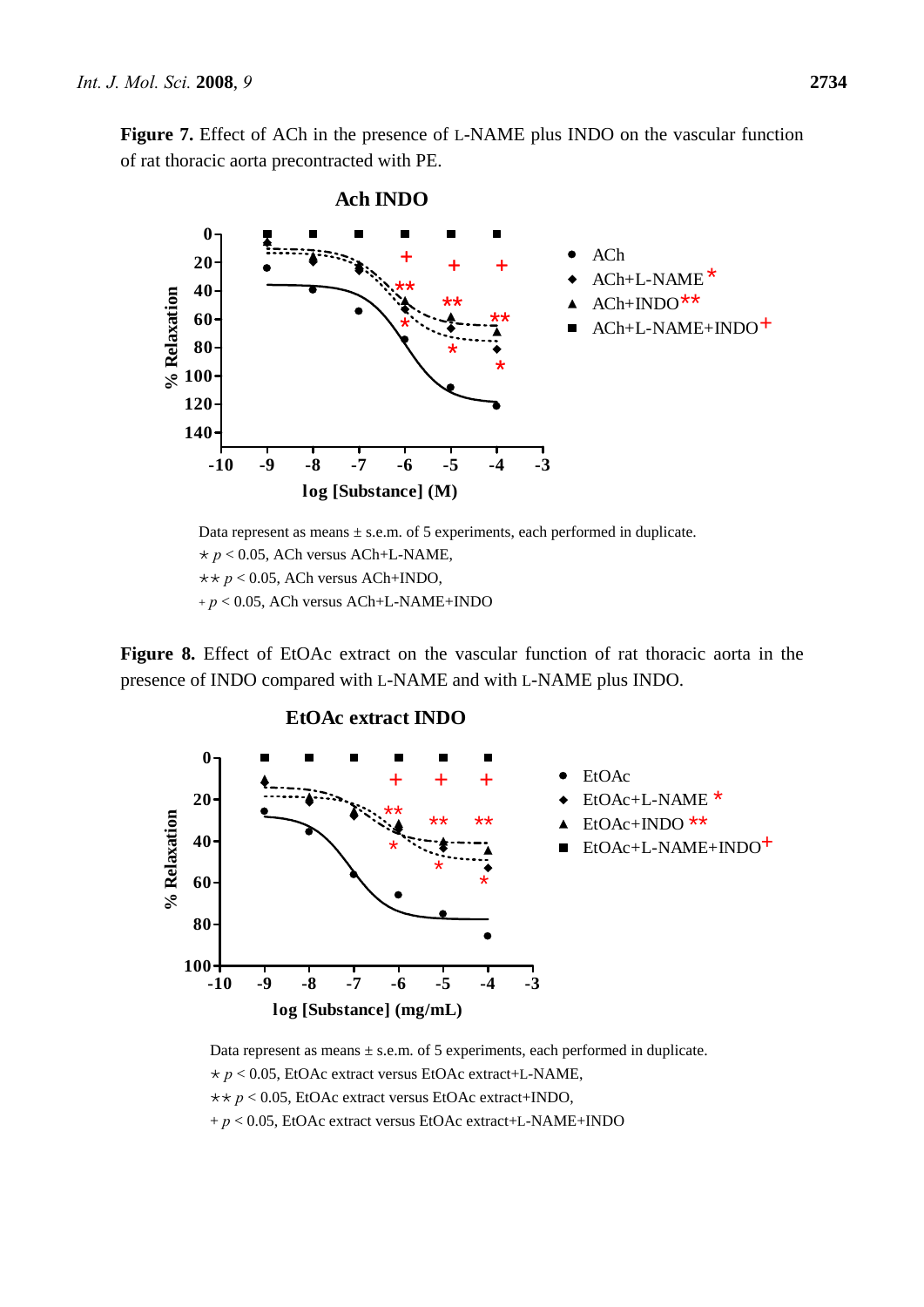**Figure 7.** Effect of ACh in the presence of L-NAME plus INDO on the vascular function of rat thoracic aorta precontracted with PE.

Data represent as means ± s.e.m. of 5 experiments, each performed in duplicate.

⋆ $p < 0.05$, ACh versus ACh+L-NAME,

⋆⋆ $p < 0.05$, ACh versus ACh+INDO,

+ $p < 0.05$, ACh versus ACh+L-NAME+INDO

**Figure 8.** Effect of EtOAc extract on the vascular function of rat thoracic aorta in the presence of INDO compared with L-NAME and with L-NAME plus INDO.

Data represent as means ± s.e.m. of 5 experiments, each performed in duplicate.

⋆ $p < 0.05$, EtOAc extract versus EtOAc extract+L-NAME,

⋆⋆ $p < 0.05$, EtOAc extract versus EtOAc extract+INDO,

+ $p < 0.05$, EtOAc extract versus EtOAc extract+L-NAME+INDO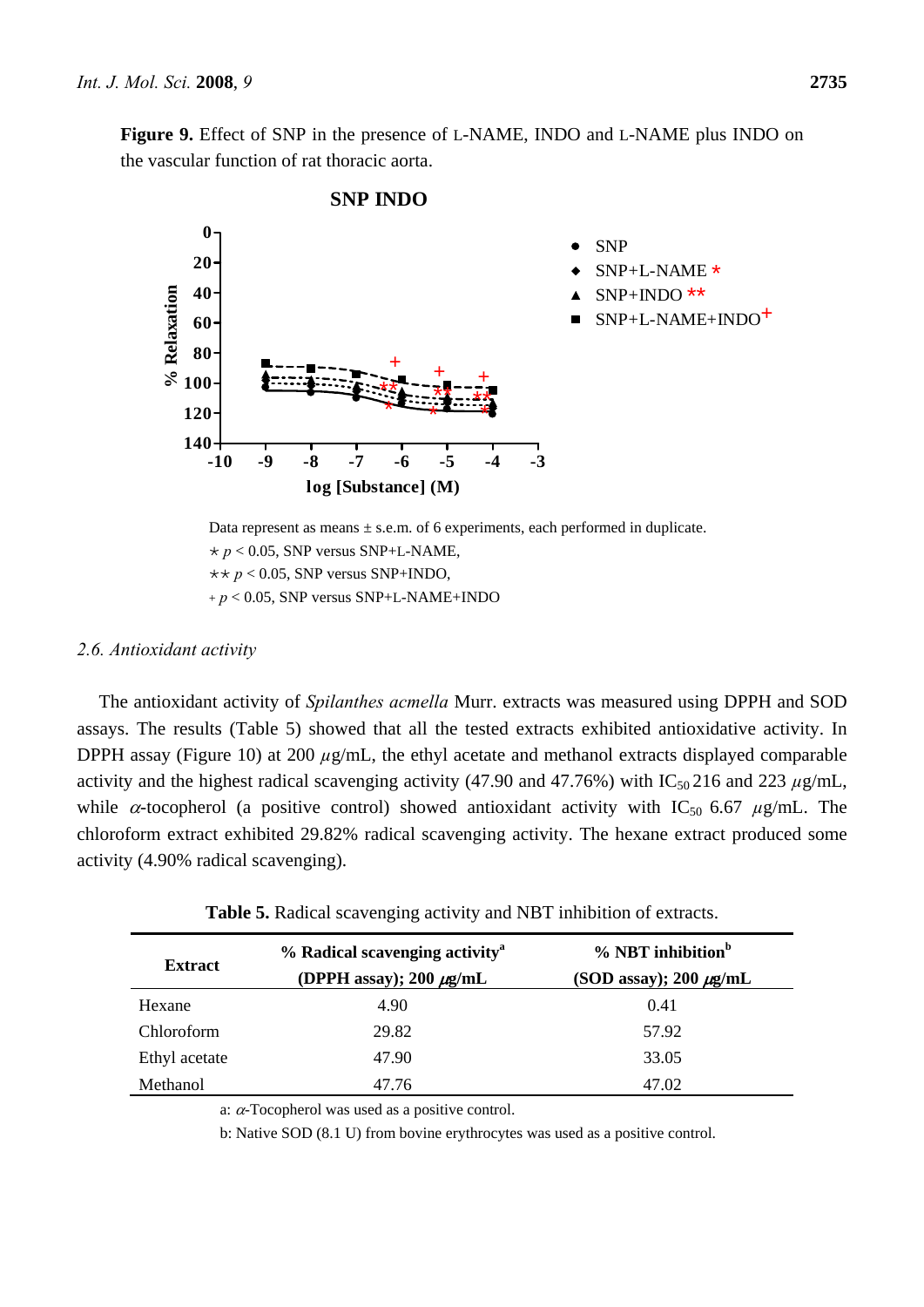**Figure 9.** Effect of SNP in the presence of L-NAME, INDO and L-NAME plus INDO on the vascular function of rat thoracic aorta.

Data represent as means ± s.e.m. of 6 experiments, each performed in duplicate.
⋆ $p < 0.05$, SNP versus SNP+L-NAME,
⋆⋆ $p < 0.05$, SNP versus SNP+INDO,
+ $p < 0.05$, SNP versus SNP+L-NAME+INDO

### *2.6. Antioxidant activity*

The antioxidant activity of *Spilanthes acmella* Murr. extracts was measured using DPPH and SOD assays. The results (Table 5) showed that all the tested extracts exhibited antioxidative activity. In DPPH assay (Figure 10) at 200 $\mu$g/mL, the ethyl acetate and methanol extracts displayed comparable activity and the highest radical scavenging activity (47.90 and 47.76%) with $IC_{50}$ 216 and 223 $\mu$g/mL, while $\alpha$-tocopherol (a positive control) showed antioxidant activity with $IC_{50}$ 6.67 $\mu$g/mL. The chloroform extract exhibited 29.82% radical scavenging activity. The hexane extract produced some activity (4.90% radical scavenging).

**Table 5.** Radical scavenging activity and NBT inhibition of extracts.

| Extract | % Radical scavenging activity[a] (DPPH assay); 200 $\mu$g/mL | % NBT inhibition[b] (SOD assay); 200 $\mu$g/mL |
|---|---|---|
| Hexane | 4.90 | 0.41 |
| Chloroform | 29.82 | 57.92 |
| Ethyl acetate | 47.90 | 33.05 |
| Methanol | 47.76 | 47.02 |

a: $\alpha$-Tocopherol was used as a positive control.

b: Native SOD (8.1 U) from bovine erythrocytes was used as a positive control.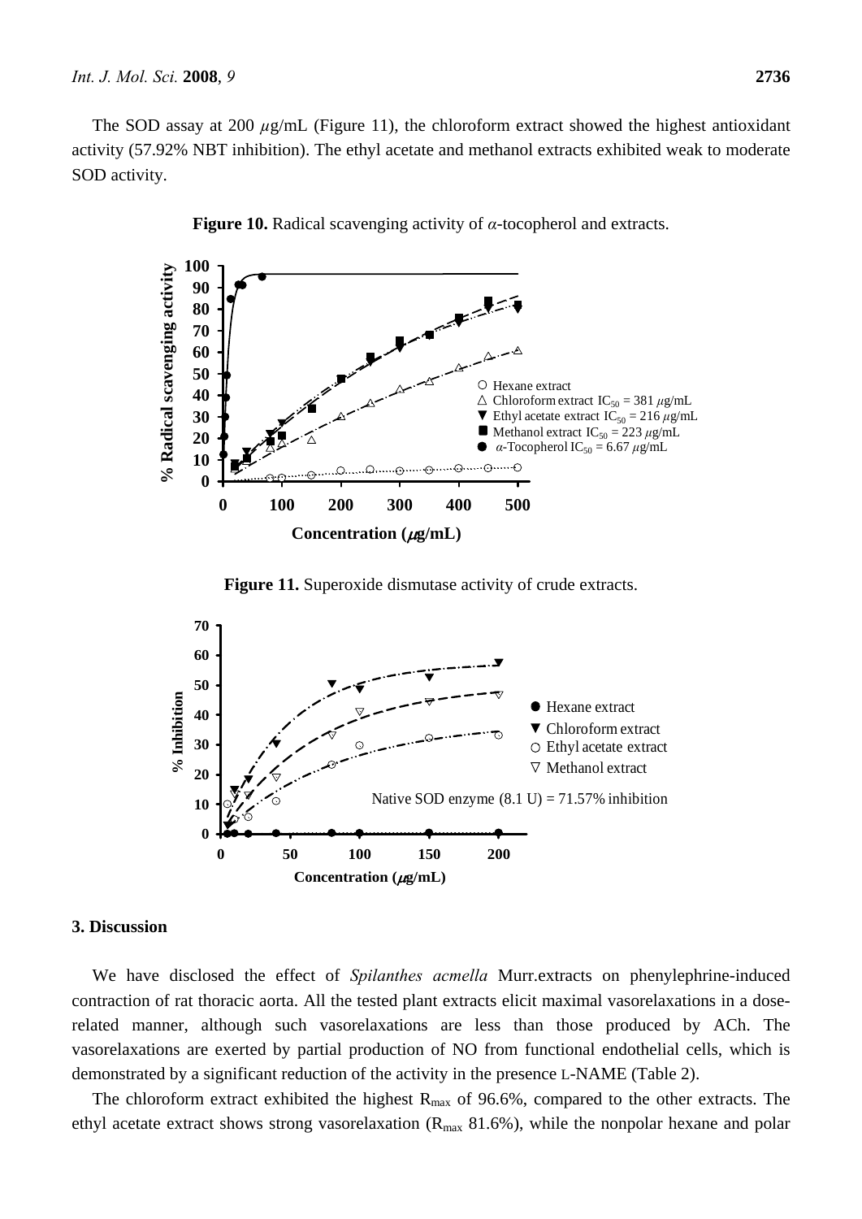The SOD assay at 200 $\mu$g/mL (Figure 11), the chloroform extract showed the highest antioxidant activity (57.92% NBT inhibition). The ethyl acetate and methanol extracts exhibited weak to moderate SOD activity.

**Figure 10.** Radical scavenging activity of $\alpha$-tocopherol and extracts.

**Figure 11.** Superoxide dismutase activity of crude extracts.

## 3. Discussion

We have disclosed the effect of *Spilanthes acmella* Murr.extracts on phenylephrine-induced contraction of rat thoracic aorta. All the tested plant extracts elicit maximal vasorelaxations in a dose-related manner, although such vasorelaxations are less than those produced by ACh. The vasorelaxations are exerted by partial production of NO from functional endothelial cells, which is demonstrated by a significant reduction of the activity in the presence L-NAME (Table 2).

The chloroform extract exhibited the highest $R_{max}$ of 96.6%, compared to the other extracts. The ethyl acetate extract shows strong vasorelaxation ($R_{max}$ 81.6%), while the nonpolar hexane and polar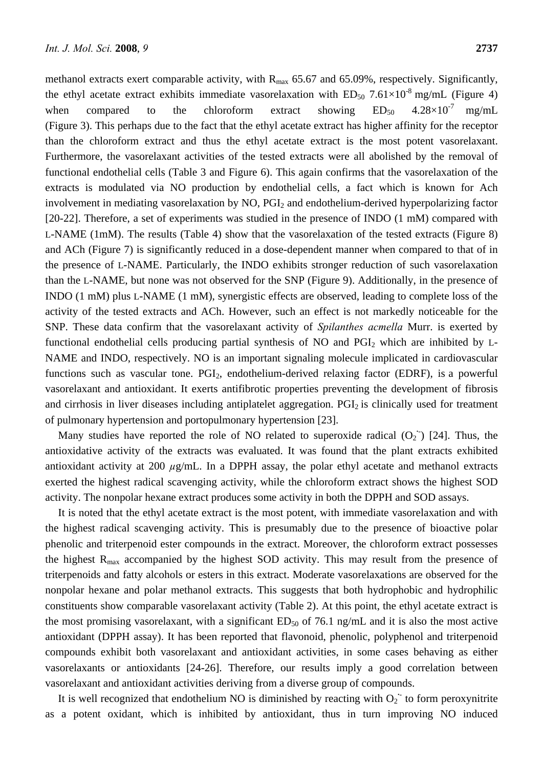methanol extracts exert comparable activity, with $R_{max}$ 65.67 and 65.09%, respectively. Significantly, the ethyl acetate extract exhibits immediate vasorelaxation with $ED_{50}$ $7.61\times10^{-8}$ mg/mL (Figure 4) when compared to the chloroform extract showing $ED_{50}$ $4.28\times10^{-7}$ mg/mL (Figure 3). This perhaps due to the fact that the ethyl acetate extract has higher affinity for the receptor than the chloroform extract and thus the ethyl acetate extract is the most potent vasorelaxant. Furthermore, the vasorelaxant activities of the tested extracts were all abolished by the removal of functional endothelial cells (Table 3 and Figure 6). This again confirms that the vasorelaxation of the extracts is modulated via NO production by endothelial cells, a fact which is known for Ach involvement in mediating vasorelaxation by NO, $PGI_2$ and endothelium-derived hyperpolarizing factor [20-22]. Therefore, a set of experiments was studied in the presence of INDO (1 mM) compared with L-NAME (1mM). The results (Table 4) show that the vasorelaxation of the tested extracts (Figure 8) and ACh (Figure 7) is significantly reduced in a dose-dependent manner when compared to that of in the presence of L-NAME. Particularly, the INDO exhibits stronger reduction of such vasorelaxation than the L-NAME, but none was not observed for the SNP (Figure 9). Additionally, in the presence of INDO (1 mM) plus L-NAME (1 mM), synergistic effects are observed, leading to complete loss of the activity of the tested extracts and ACh. However, such an effect is not markedly noticeable for the SNP. These data confirm that the vasorelaxant activity of *Spilanthes acmella* Murr. is exerted by functional endothelial cells producing partial synthesis of NO and $PGI_2$ which are inhibited by L-NAME and INDO, respectively. NO is an important signaling molecule implicated in cardiovascular functions such as vascular tone. $PGI_2$, endothelium-derived relaxing factor (EDRF), is a powerful vasorelaxant and antioxidant. It exerts antifibrotic properties preventing the development of fibrosis and cirrhosis in liver diseases including antiplatelet aggregation. $PGI_2$ is clinically used for treatment of pulmonary hypertension and portopulmonary hypertension [23].

Many studies have reported the role of NO related to superoxide radical ($O_2^{\cdot-}$) [24]. Thus, the antioxidative activity of the extracts was evaluated. It was found that the plant extracts exhibited antioxidant activity at 200 $\mu$g/mL. In a DPPH assay, the polar ethyl acetate and methanol extracts exerted the highest radical scavenging activity, while the chloroform extract shows the highest SOD activity. The nonpolar hexane extract produces some activity in both the DPPH and SOD assays.

It is noted that the ethyl acetate extract is the most potent, with immediate vasorelaxation and with the highest radical scavenging activity. This is presumably due to the presence of bioactive polar phenolic and triterpenoid ester compounds in the extract. Moreover, the chloroform extract possesses the highest $R_{max}$ accompanied by the highest SOD activity. This may result from the presence of triterpenoids and fatty alcohols or esters in this extract. Moderate vasorelaxations are observed for the nonpolar hexane and polar methanol extracts. This suggests that both hydrophobic and hydrophilic constituents show comparable vasorelaxant activity (Table 2). At this point, the ethyl acetate extract is the most promising vasorelaxant, with a significant $ED_{50}$ of 76.1 ng/mL and it is also the most active antioxidant (DPPH assay). It has been reported that flavonoid, phenolic, polyphenol and triterpenoid compounds exhibit both vasorelaxant and antioxidant activities, in some cases behaving as either vasorelaxants or antioxidants [24-26]. Therefore, our results imply a good correlation between vasorelaxant and antioxidant activities deriving from a diverse group of compounds.

It is well recognized that endothelium NO is diminished by reacting with $O_2^{\cdot-}$ to form peroxynitrite as a potent oxidant, which is inhibited by antioxidant, thus in turn improving NO induced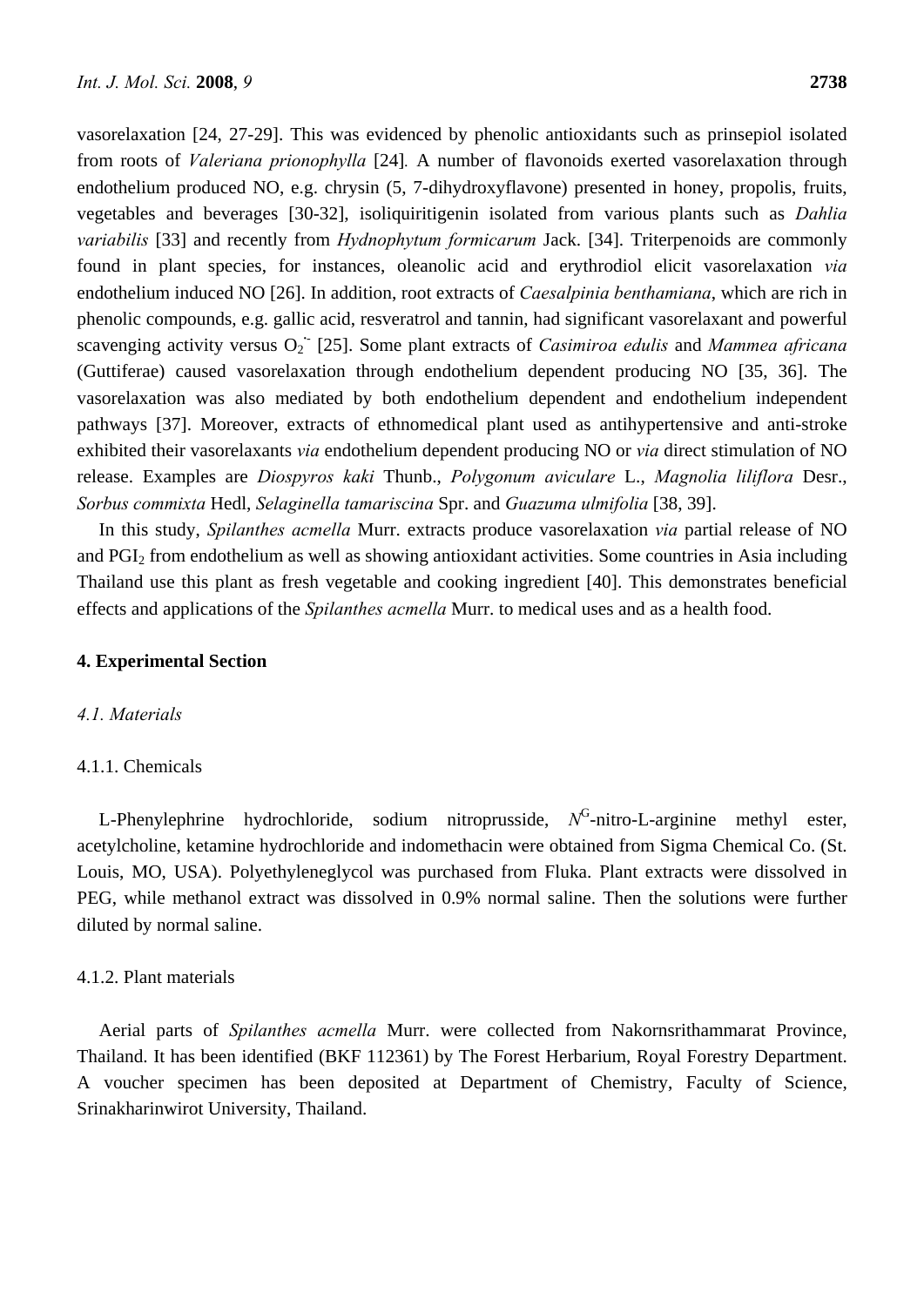vasorelaxation [24, 27-29]. This was evidenced by phenolic antioxidants such as prinsepiol isolated from roots of *Valeriana prionophylla* [24]. A number of flavonoids exerted vasorelaxation through endothelium produced NO, e.g. chrysin (5, 7-dihydroxyflavone) presented in honey, propolis, fruits, vegetables and beverages [30-32], isoliquiritigenin isolated from various plants such as *Dahlia variabilis* [33] and recently from *Hydnophytum formicarum* Jack. [34]. Triterpenoids are commonly found in plant species, for instances, oleanolic acid and erythrodiol elicit vasorelaxation *via* endothelium induced NO [26]. In addition, root extracts of *Caesalpinia benthamiana*, which are rich in phenolic compounds, e.g. gallic acid, resveratrol and tannin, had significant vasorelaxant and powerful scavenging activity versus $O_2^{\cdot -}$ [25]. Some plant extracts of *Casimiroa edulis* and *Mammea africana* (Guttiferae) caused vasorelaxation through endothelium dependent producing NO [35, 36]. The vasorelaxation was also mediated by both endothelium dependent and endothelium independent pathways [37]. Moreover, extracts of ethnomedical plant used as antihypertensive and anti-stroke exhibited their vasorelaxants *via* endothelium dependent producing NO or *via* direct stimulation of NO release. Examples are *Diospyros kaki* Thunb., *Polygonum aviculare* L., *Magnolia liliflora* Desr., *Sorbus commixta* Hedl, *Selaginella tamariscina* Spr. and *Guazuma ulmifolia* [38, 39].

In this study, *Spilanthes acmella* Murr. extracts produce vasorelaxation *via* partial release of NO and $PGI_2$ from endothelium as well as showing antioxidant activities. Some countries in Asia including Thailand use this plant as fresh vegetable and cooking ingredient [40]. This demonstrates beneficial effects and applications of the *Spilanthes acmella* Murr. to medical uses and as a health food.

## 4. Experimental Section

### *4.1. Materials*

#### 4.1.1. Chemicals

L-Phenylephrine hydrochloride, sodium nitroprusside, $N^G$-nitro-L-arginine methyl ester, acetylcholine, ketamine hydrochloride and indomethacin were obtained from Sigma Chemical Co. (St. Louis, MO, USA). Polyethyleneglycol was purchased from Fluka. Plant extracts were dissolved in PEG, while methanol extract was dissolved in 0.9% normal saline. Then the solutions were further diluted by normal saline.

#### 4.1.2. Plant materials

Aerial parts of *Spilanthes acmella* Murr. were collected from Nakornsrithammarat Province, Thailand. It has been identified (BKF 112361) by The Forest Herbarium, Royal Forestry Department. A voucher specimen has been deposited at Department of Chemistry, Faculty of Science, Srinakharinwirot University, Thailand.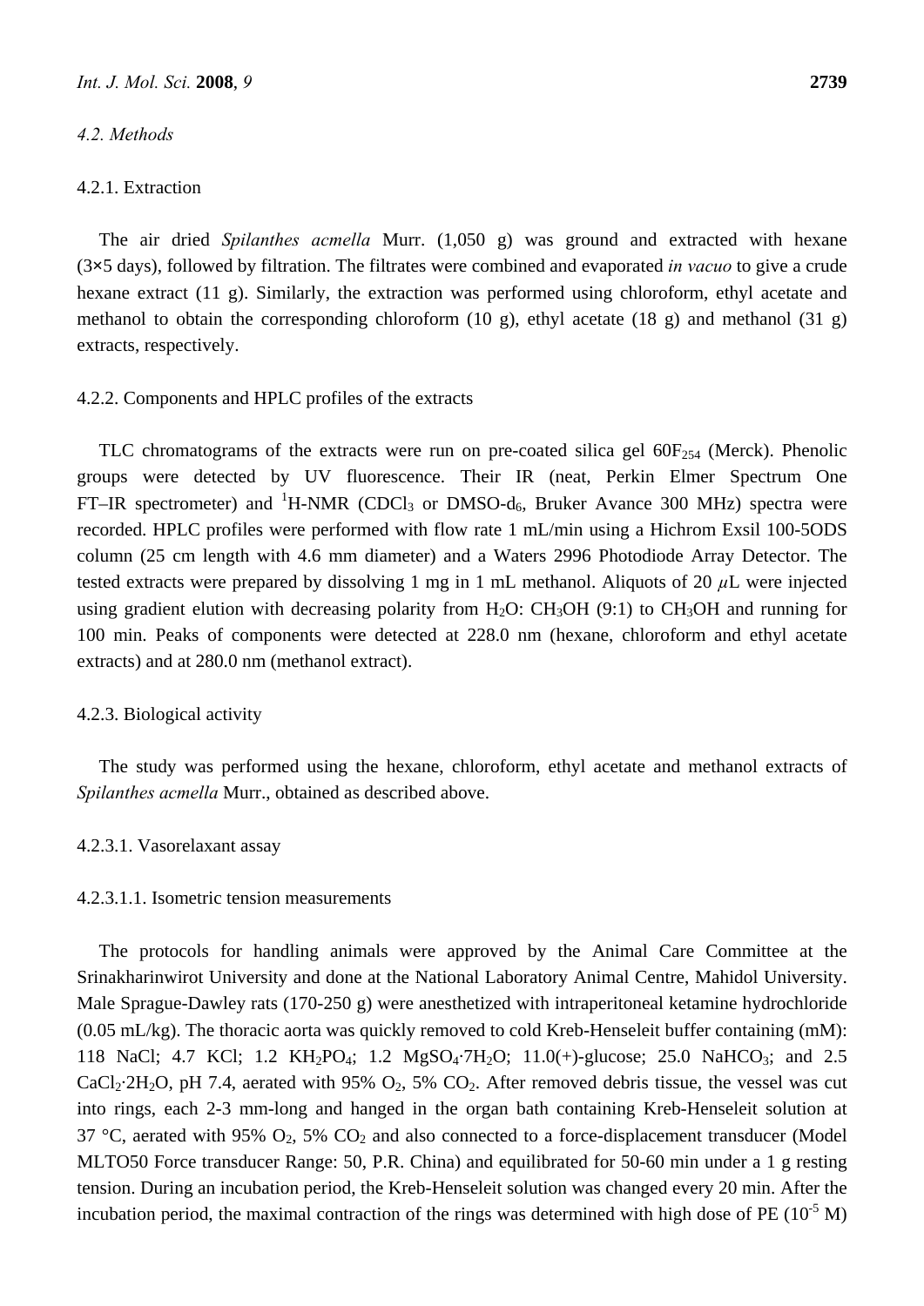### 4.2. Methods

#### 4.2.1. Extraction

The air dried *Spilanthes acmella* Murr. (1,050 g) was ground and extracted with hexane (3×5 days), followed by filtration. The filtrates were combined and evaporated *in vacuo* to give a crude hexane extract (11 g). Similarly, the extraction was performed using chloroform, ethyl acetate and methanol to obtain the corresponding chloroform (10 g), ethyl acetate (18 g) and methanol (31 g) extracts, respectively.

#### 4.2.2. Components and HPLC profiles of the extracts

TLC chromatograms of the extracts were run on pre-coated silica gel $60F_{254}$ (Merck). Phenolic groups were detected by UV fluorescence. Their IR (neat, Perkin Elmer Spectrum One FT–IR spectrometer) and $^1$H-NMR ($CDCl_3$ or DMSO-$d_6$, Bruker Avance 300 MHz) spectra were recorded. HPLC profiles were performed with flow rate 1 mL/min using a Hichrom Exsil 100-5ODS column (25 cm length with 4.6 mm diameter) and a Waters 2996 Photodiode Array Detector. The tested extracts were prepared by dissolving 1 mg in 1 mL methanol. Aliquots of 20 $\mu$L were injected using gradient elution with decreasing polarity from $H_2O$: $CH_3OH$ (9:1) to $CH_3OH$ and running for 100 min. Peaks of components were detected at 228.0 nm (hexane, chloroform and ethyl acetate extracts) and at 280.0 nm (methanol extract).

#### 4.2.3. Biological activity

The study was performed using the hexane, chloroform, ethyl acetate and methanol extracts of *Spilanthes acmella* Murr., obtained as described above.

##### 4.2.3.1. Vasorelaxant assay

###### 4.2.3.1.1. Isometric tension measurements

The protocols for handling animals were approved by the Animal Care Committee at the Srinakharinwirot University and done at the National Laboratory Animal Centre, Mahidol University. Male Sprague-Dawley rats (170-250 g) were anesthetized with intraperitoneal ketamine hydrochloride (0.05 mL/kg). The thoracic aorta was quickly removed to cold Kreb-Henseleit buffer containing (mM): 118 NaCl; 4.7 KCl; 1.2 $KH_2PO_4$; 1.2 $MgSO_4 \cdot 7H_2O$; 11.0(+)-glucose; 25.0 $NaHCO_3$; and 2.5 $CaCl_2 \cdot 2H_2O$, pH 7.4, aerated with 95% $O_2$, 5% $CO_2$. After removed debris tissue, the vessel was cut into rings, each 2-3 mm-long and hanged in the organ bath containing Kreb-Henseleit solution at 37 °C, aerated with 95% $O_2$, 5% $CO_2$ and also connected to a force-displacement transducer (Model MLTO50 Force transducer Range: 50, P.R. China) and equilibrated for 50-60 min under a 1 g resting tension. During an incubation period, the Kreb-Henseleit solution was changed every 20 min. After the incubation period, the maximal contraction of the rings was determined with high dose of PE ($10^{-5}$ M)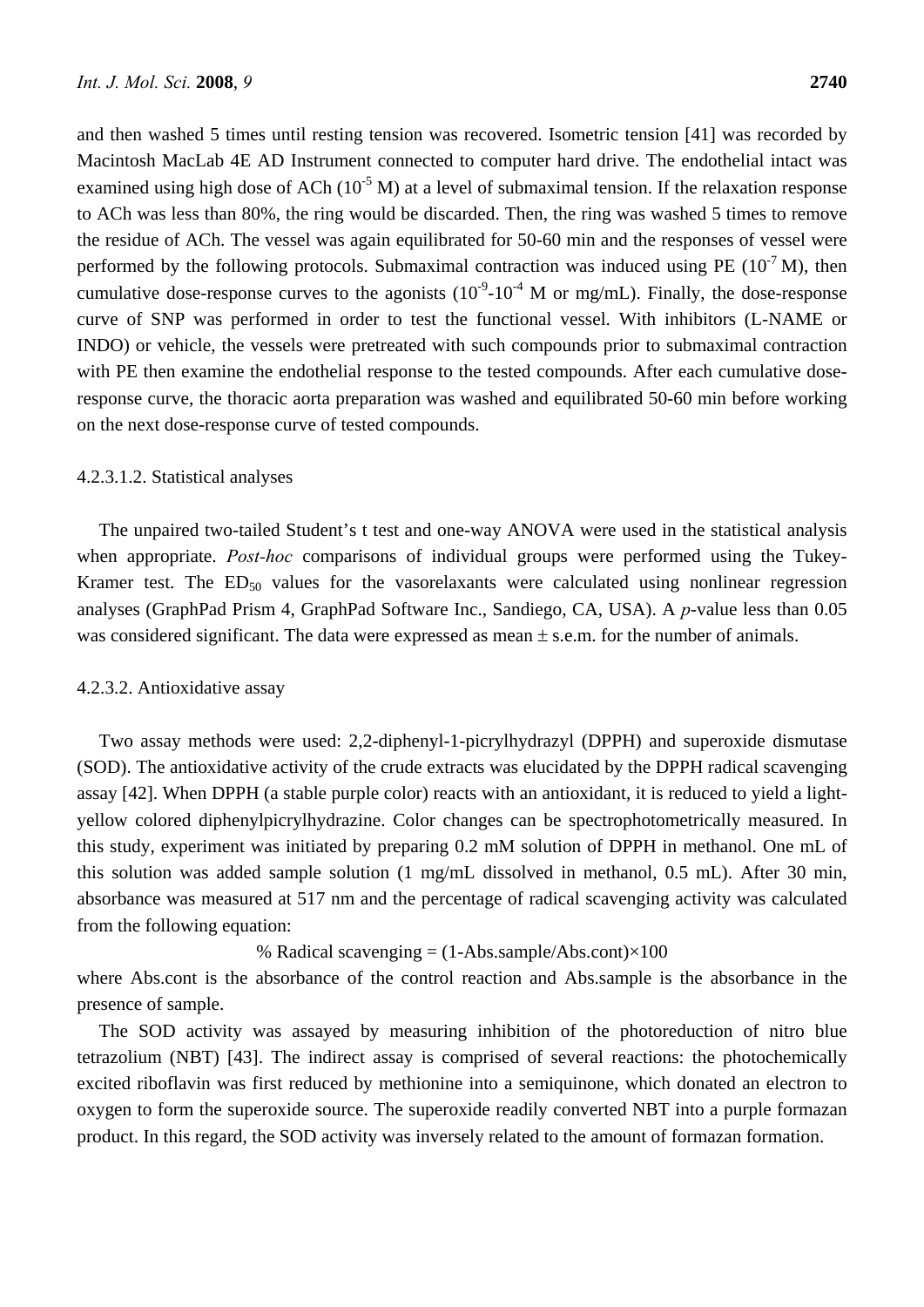and then washed 5 times until resting tension was recovered. Isometric tension [41] was recorded by Macintosh MacLab 4E AD Instrument connected to computer hard drive. The endothelial intact was examined using high dose of ACh ($10^{-5}$ M) at a level of submaximal tension. If the relaxation response to ACh was less than 80%, the ring would be discarded. Then, the ring was washed 5 times to remove the residue of ACh. The vessel was again equilibrated for 50-60 min and the responses of vessel were performed by the following protocols. Submaximal contraction was induced using PE ($10^{-7}$ M), then cumulative dose-response curves to the agonists ($10^{-9}$-$10^{-4}$ M or mg/mL). Finally, the dose-response curve of SNP was performed in order to test the functional vessel. With inhibitors (L-NAME or INDO) or vehicle, the vessels were pretreated with such compounds prior to submaximal contraction with PE then examine the endothelial response to the tested compounds. After each cumulative dose-response curve, the thoracic aorta preparation was washed and equilibrated 50-60 min before working on the next dose-response curve of tested compounds.

4.2.3.1.2. Statistical analyses

The unpaired two-tailed Student's t test and one-way ANOVA were used in the statistical analysis when appropriate. *Post-hoc* comparisons of individual groups were performed using the Tukey-Kramer test. The $ED_{50}$ values for the vasorelaxants were calculated using nonlinear regression analyses (GraphPad Prism 4, GraphPad Software Inc., Sandiego, CA, USA). A $p$-value less than 0.05 was considered significant. The data were expressed as mean ± s.e.m. for the number of animals.

4.2.3.2. Antioxidative assay

Two assay methods were used: 2,2-diphenyl-1-picrylhydrazyl (DPPH) and superoxide dismutase (SOD). The antioxidative activity of the crude extracts was elucidated by the DPPH radical scavenging assay [42]. When DPPH (a stable purple color) reacts with an antioxidant, it is reduced to yield a light-yellow colored diphenylpicrylhydrazine. Color changes can be spectrophotometrically measured. In this study, experiment was initiated by preparing 0.2 mM solution of DPPH in methanol. One mL of this solution was added sample solution (1 mg/mL dissolved in methanol, 0.5 mL). After 30 min, absorbance was measured at 517 nm and the percentage of radical scavenging activity was calculated from the following equation:

$$\% \text{ Radical scavenging} = (1\text{-Abs.sample/Abs.cont}) \times 100$$

where Abs.cont is the absorbance of the control reaction and Abs.sample is the absorbance in the presence of sample.

The SOD activity was assayed by measuring inhibition of the photoreduction of nitro blue tetrazolium (NBT) [43]. The indirect assay is comprised of several reactions: the photochemically excited riboflavin was first reduced by methionine into a semiquinone, which donated an electron to oxygen to form the superoxide source. The superoxide readily converted NBT into a purple formazan product. In this regard, the SOD activity was inversely related to the amount of formazan formation.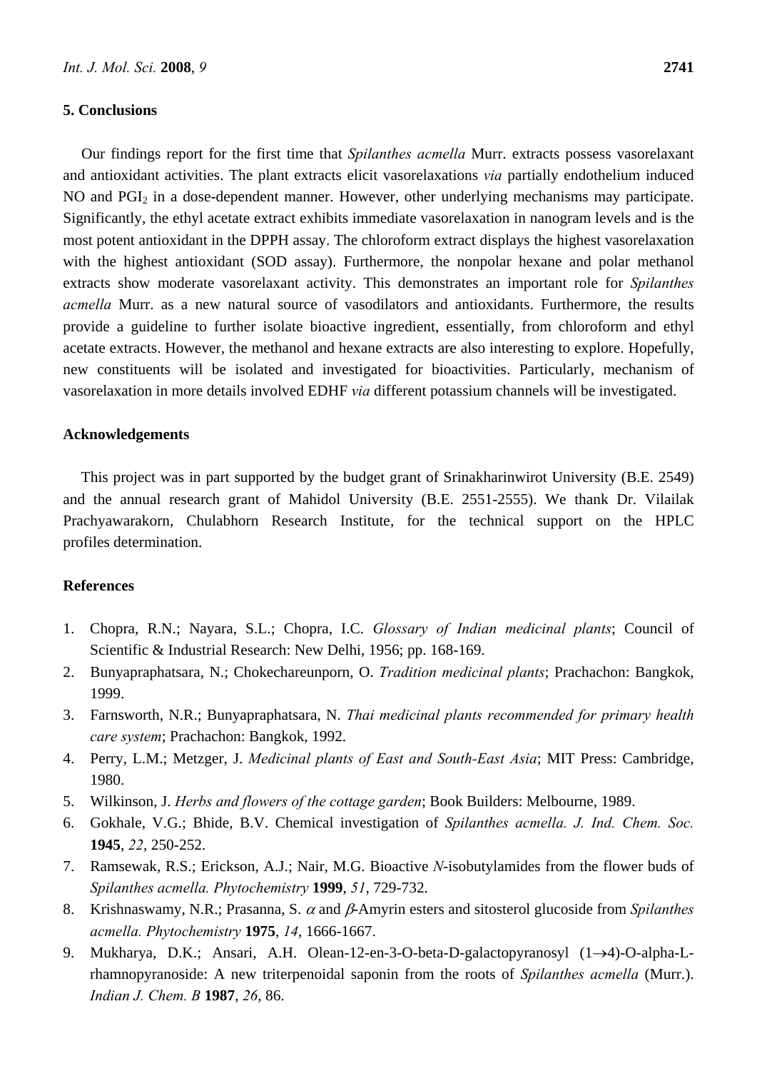## 5. Conclusions

Our findings report for the first time that *Spilanthes acmella* Murr. extracts possess vasorelaxant and antioxidant activities. The plant extracts elicit vasorelaxations *via* partially endothelium induced NO and $PGI_2$ in a dose-dependent manner. However, other underlying mechanisms may participate. Significantly, the ethyl acetate extract exhibits immediate vasorelaxation in nanogram levels and is the most potent antioxidant in the DPPH assay. The chloroform extract displays the highest vasorelaxation with the highest antioxidant (SOD assay). Furthermore, the nonpolar hexane and polar methanol extracts show moderate vasorelaxant activity. This demonstrates an important role for *Spilanthes acmella* Murr. as a new natural source of vasodilators and antioxidants. Furthermore, the results provide a guideline to further isolate bioactive ingredient, essentially, from chloroform and ethyl acetate extracts. However, the methanol and hexane extracts are also interesting to explore. Hopefully, new constituents will be isolated and investigated for bioactivities. Particularly, mechanism of vasorelaxation in more details involved EDHF *via* different potassium channels will be investigated.

## Acknowledgements

This project was in part supported by the budget grant of Srinakharinwirot University (B.E. 2549) and the annual research grant of Mahidol University (B.E. 2551-2555). We thank Dr. Vilailak Prachyawarakorn, Chulabhorn Research Institute, for the technical support on the HPLC profiles determination.

## References

1. Chopra, R.N.; Nayara, S.L.; Chopra, I.C. *Glossary of Indian medicinal plants*; Council of Scientific & Industrial Research: New Delhi, 1956; pp. 168-169.
2. Bunyapraphatsara, N.; Chokechareunporn, O. *Tradition medicinal plants*; Prachachon: Bangkok, 1999.
3. Farnsworth, N.R.; Bunyapraphatsara, N. *Thai medicinal plants recommended for primary health care system*; Prachachon: Bangkok, 1992.
4. Perry, L.M.; Metzger, J. *Medicinal plants of East and South-East Asia*; MIT Press: Cambridge, 1980.
5. Wilkinson, J. *Herbs and flowers of the cottage garden*; Book Builders: Melbourne, 1989.
6. Gokhale, V.G.; Bhide, B.V. Chemical investigation of *Spilanthes acmella. J. Ind. Chem. Soc.* **1945**, *22*, 250-252.
7. Ramsewak, R.S.; Erickson, A.J.; Nair, M.G. Bioactive *N*-isobutylamides from the flower buds of *Spilanthes acmella. Phytochemistry* **1999**, *51*, 729-732.
8. Krishnaswamy, N.R.; Prasanna, S. $\alpha$ and $\beta$-Amyrin esters and sitosterol glucoside from *Spilanthes acmella. Phytochemistry* **1975**, *14*, 1666-1667.
9. Mukharya, D.K.; Ansari, A.H. Olean-12-en-3-O-beta-D-galactopyranosyl (1$\rightarrow$4)-O-alpha-L-rhamnopyranoside: A new triterpenoidal saponin from the roots of *Spilanthes acmella* (Murr.). *Indian J. Chem. B* **1987**, *26*, 86.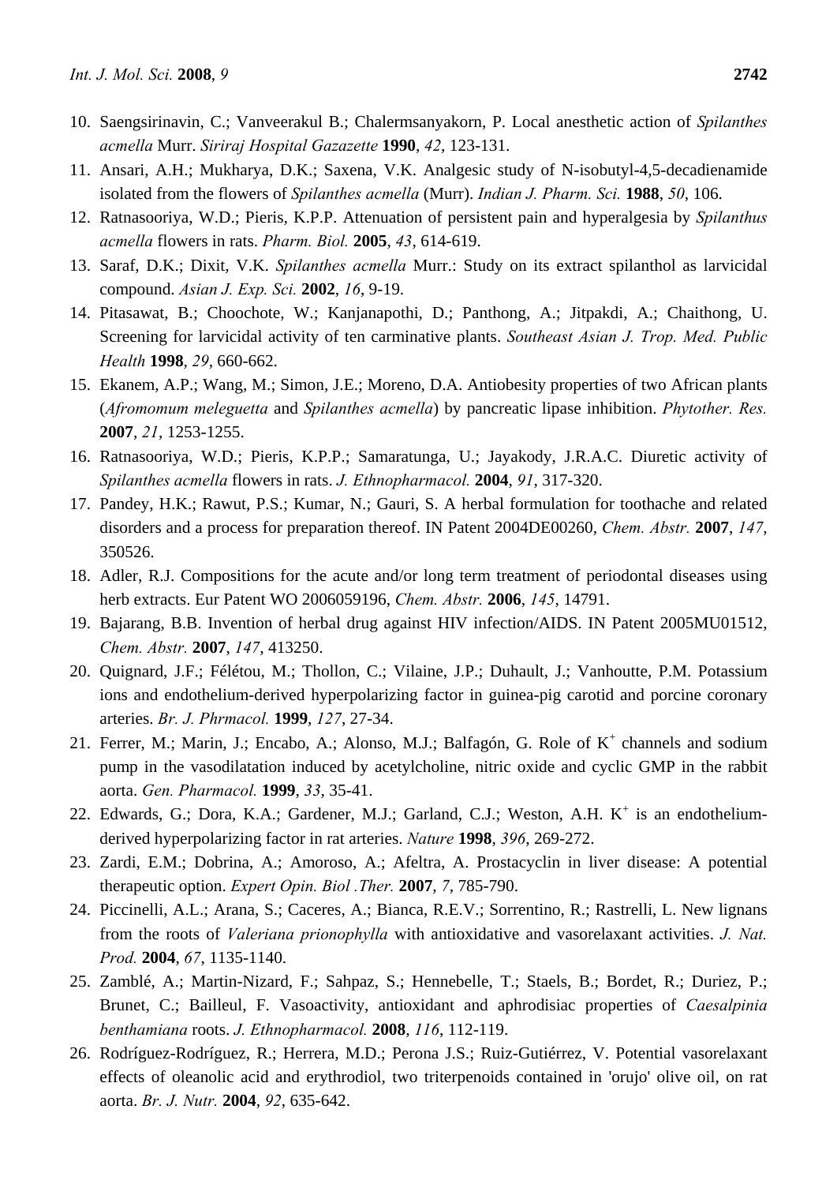10. Saengsirinavin, C.; Vanveerakul B.; Chalermsanyakorn, P. Local anesthetic action of *Spilanthes acmella* Murr. *Siriraj Hospital Gazazette* **1990**, *42*, 123-131.
11. Ansari, A.H.; Mukharya, D.K.; Saxena, V.K. Analgesic study of N-isobutyl-4,5-decadienamide isolated from the flowers of *Spilanthes acmella* (Murr). *Indian J. Pharm. Sci.* **1988**, *50*, 106.
12. Ratnasooriya, W.D.; Pieris, K.P.P. Attenuation of persistent pain and hyperalgesia by *Spilanthus acmella* flowers in rats. *Pharm. Biol.* **2005**, *43*, 614-619.
13. Saraf, D.K.; Dixit, V.K. *Spilanthes acmella* Murr.: Study on its extract spilanthol as larvicidal compound. *Asian J. Exp. Sci.* **2002**, *16*, 9-19.
14. Pitasawat, B.; Choochote, W.; Kanjanapothi, D.; Panthong, A.; Jitpakdi, A.; Chaithong, U. Screening for larvicidal activity of ten carminative plants. *Southeast Asian J. Trop. Med. Public Health* **1998**, *29*, 660-662.
15. Ekanem, A.P.; Wang, M.; Simon, J.E.; Moreno, D.A. Antiobesity properties of two African plants (*Afromomum meleguetta* and *Spilanthes acmella*) by pancreatic lipase inhibition. *Phytother. Res.* **2007**, *21*, 1253-1255.
16. Ratnasooriya, W.D.; Pieris, K.P.P.; Samaratunga, U.; Jayakody, J.R.A.C. Diuretic activity of *Spilanthes acmella* flowers in rats. *J. Ethnopharmacol.* **2004**, *91*, 317-320.
17. Pandey, H.K.; Rawut, P.S.; Kumar, N.; Gauri, S. A herbal formulation for toothache and related disorders and a process for preparation thereof. IN Patent 2004DE00260, *Chem. Abstr.* **2007**, *147*, 350526.
18. Adler, R.J. Compositions for the acute and/or long term treatment of periodontal diseases using herb extracts. Eur Patent WO 2006059196, *Chem. Abstr.* **2006**, *145*, 14791.
19. Bajarang, B.B. Invention of herbal drug against HIV infection/AIDS. IN Patent 2005MU01512, *Chem. Abstr.* **2007**, *147*, 413250.
20. Quignard, J.F.; Félétou, M.; Thollon, C.; Vilaine, J.P.; Duhault, J.; Vanhoutte, P.M. Potassium ions and endothelium-derived hyperpolarizing factor in guinea-pig carotid and porcine coronary arteries. *Br. J. Phrmacol.* **1999**, *127*, 27-34.
21. Ferrer, M.; Marin, J.; Encabo, A.; Alonso, M.J.; Balfagón, G. Role of $K^+$ channels and sodium pump in the vasodilatation induced by acetylcholine, nitric oxide and cyclic GMP in the rabbit aorta. *Gen. Pharmacol.* **1999**, *33*, 35-41.
22. Edwards, G.; Dora, K.A.; Gardener, M.J.; Garland, C.J.; Weston, A.H. $K^+$ is an endothelium-derived hyperpolarizing factor in rat arteries. *Nature* **1998**, *396*, 269-272.
23. Zardi, E.M.; Dobrina, A.; Amoroso, A.; Afeltra, A. Prostacyclin in liver disease: A potential therapeutic option. *Expert Opin. Biol .Ther.* **2007**, *7*, 785-790.
24. Piccinelli, A.L.; Arana, S.; Caceres, A.; Bianca, R.E.V.; Sorrentino, R.; Rastrelli, L. New lignans from the roots of *Valeriana prionophylla* with antioxidative and vasorelaxant activities. *J. Nat. Prod.* **2004**, *67*, 1135-1140.
25. Zamblé, A.; Martin-Nizard, F.; Sahpaz, S.; Hennebelle, T.; Staels, B.; Bordet, R.; Duriez, P.; Brunet, C.; Bailleul, F. Vasoactivity, antioxidant and aphrodisiac properties of *Caesalpinia benthamiana* roots. *J. Ethnopharmacol.* **2008**, *116*, 112-119.
26. Rodríguez-Rodríguez, R.; Herrera, M.D.; Perona J.S.; Ruiz-Gutiérrez, V. Potential vasorelaxant effects of oleanolic acid and erythrodiol, two triterpenoids contained in 'orujo' olive oil, on rat aorta. *Br. J. Nutr.* **2004**, *92*, 635-642.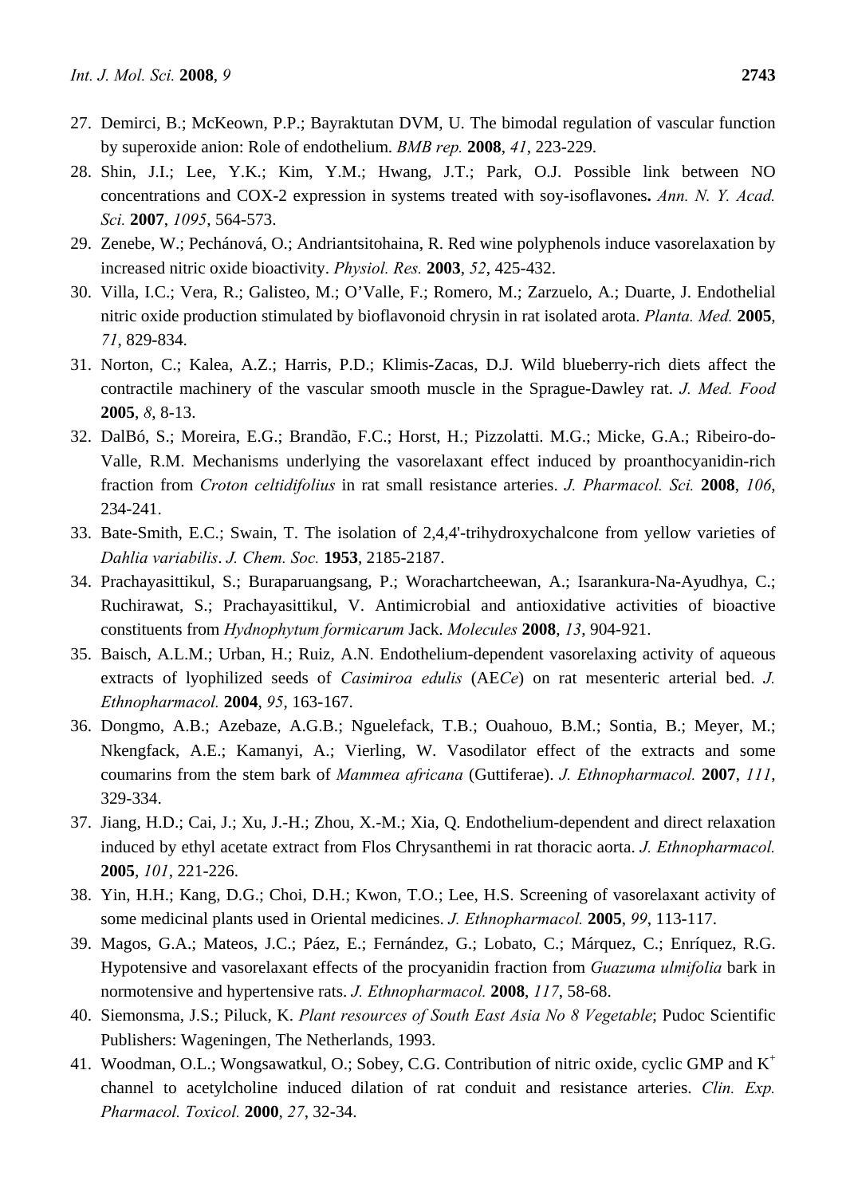27. Demirci, B.; McKeown, P.P.; Bayraktutan DVM, U. The bimodal regulation of vascular function by superoxide anion: Role of endothelium. *BMB rep.* **2008**, *41*, 223-229.
28. Shin, J.I.; Lee, Y.K.; Kim, Y.M.; Hwang, J.T.; Park, O.J. Possible link between NO concentrations and COX-2 expression in systems treated with soy-isoflavones**.** *Ann. N. Y. Acad. Sci.* **2007**, *1095*, 564-573.
29. Zenebe, W.; Pechánová, O.; Andriantsitohaina, R. Red wine polyphenols induce vasorelaxation by increased nitric oxide bioactivity. *Physiol. Res.* **2003**, *52*, 425-432.
30. Villa, I.C.; Vera, R.; Galisteo, M.; O'Valle, F.; Romero, M.; Zarzuelo, A.; Duarte, J. Endothelial nitric oxide production stimulated by bioflavonoid chrysin in rat isolated arota. *Planta. Med.* **2005**, *71*, 829-834.
31. Norton, C.; Kalea, A.Z.; Harris, P.D.; Klimis-Zacas, D.J. Wild blueberry-rich diets affect the contractile machinery of the vascular smooth muscle in the Sprague-Dawley rat. *J. Med. Food* **2005**, *8*, 8-13.
32. DalBó, S.; Moreira, E.G.; Brandão, F.C.; Horst, H.; Pizzolatti. M.G.; Micke, G.A.; Ribeiro-do-Valle, R.M. Mechanisms underlying the vasorelaxant effect induced by proanthocyanidin-rich fraction from *Croton celtidifolius* in rat small resistance arteries. *J. Pharmacol. Sci.* **2008**, *106*, 234-241.
33. Bate-Smith, E.C.; Swain, T. The isolation of 2,4,4'-trihydroxychalcone from yellow varieties of *Dahlia variabilis*. *J. Chem. Soc.* **1953**, 2185-2187.
34. Prachayasittikul, S.; Buraparuangsang, P.; Worachartcheewan, A.; Isarankura-Na-Ayudhya, C.; Ruchirawat, S.; Prachayasittikul, V. Antimicrobial and antioxidative activities of bioactive constituents from *Hydnophytum formicarum* Jack. *Molecules* **2008**, *13*, 904-921.
35. Baisch, A.L.M.; Urban, H.; Ruiz, A.N. Endothelium-dependent vasorelaxing activity of aqueous extracts of lyophilized seeds of *Casimiroa edulis* (AE*Ce*) on rat mesenteric arterial bed. *J. Ethnopharmacol.* **2004**, *95*, 163-167.
36. Dongmo, A.B.; Azebaze, A.G.B.; Nguelefack, T.B.; Ouahouo, B.M.; Sontia, B.; Meyer, M.; Nkengfack, A.E.; Kamanyi, A.; Vierling, W. Vasodilator effect of the extracts and some coumarins from the stem bark of *Mammea africana* (Guttiferae). *J. Ethnopharmacol.* **2007**, *111*, 329-334.
37. Jiang, H.D.; Cai, J.; Xu, J.-H.; Zhou, X.-M.; Xia, Q. Endothelium-dependent and direct relaxation induced by ethyl acetate extract from Flos Chrysanthemi in rat thoracic aorta. *J. Ethnopharmacol.* **2005**, *101*, 221-226.
38. Yin, H.H.; Kang, D.G.; Choi, D.H.; Kwon, T.O.; Lee, H.S. Screening of vasorelaxant activity of some medicinal plants used in Oriental medicines. *J. Ethnopharmacol.* **2005**, *99*, 113-117.
39. Magos, G.A.; Mateos, J.C.; Páez, E.; Fernández, G.; Lobato, C.; Márquez, C.; Enríquez, R.G. Hypotensive and vasorelaxant effects of the procyanidin fraction from *Guazuma ulmifolia* bark in normotensive and hypertensive rats. *J. Ethnopharmacol.* **2008**, *117*, 58-68.
40. Siemonsma, J.S.; Piluck, K. *Plant resources of South East Asia No 8 Vegetable*; Pudoc Scientific Publishers: Wageningen, The Netherlands, 1993.
41. Woodman, O.L.; Wongsawatkul, O.; Sobey, C.G. Contribution of nitric oxide, cyclic GMP and $K^+$ channel to acetylcholine induced dilation of rat conduit and resistance arteries. *Clin. Exp. Pharmacol. Toxicol.* **2000**, *27*, 32-34.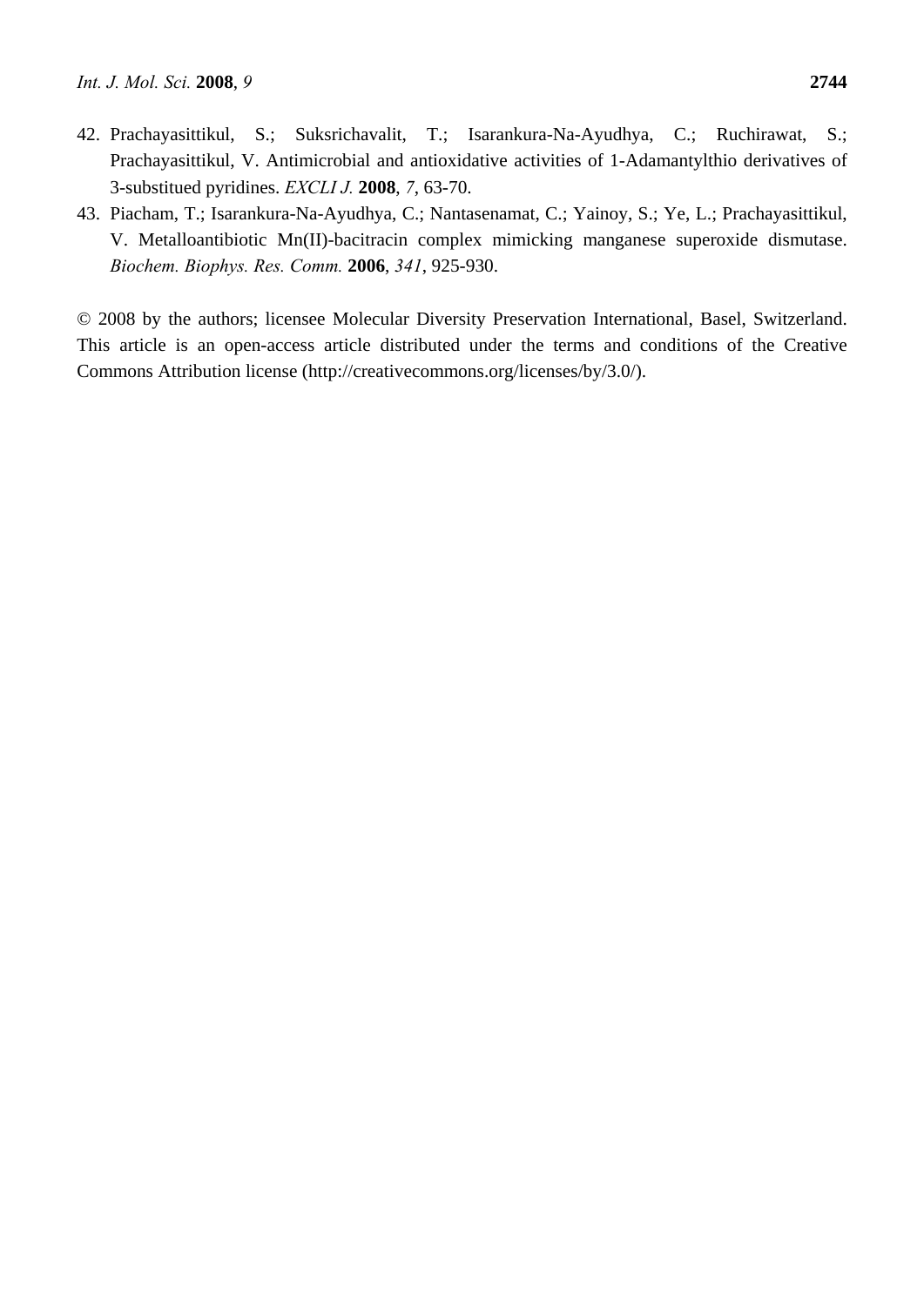42. Prachayasittikul, S.; Suksrichavalit, T.; Isarankura-Na-Ayudhya, C.; Ruchirawat, S.; Prachayasittikul, V. Antimicrobial and antioxidative activities of 1-Adamantylthio derivatives of 3-substitued pyridines. *EXCLI J.* **2008**, *7*, 63-70.
43. Piacham, T.; Isarankura-Na-Ayudhya, C.; Nantasenamat, C.; Yainoy, S.; Ye, L.; Prachayasittikul, V. Metalloantibiotic Mn(II)-bacitracin complex mimicking manganese superoxide dismutase. *Biochem. Biophys. Res. Comm.* **2006**, *341*, 925-930.

© 2008 by the authors; licensee Molecular Diversity Preservation International, Basel, Switzerland. This article is an open-access article distributed under the terms and conditions of the Creative Commons Attribution license (http://creativecommons.org/licenses/by/3.0/).